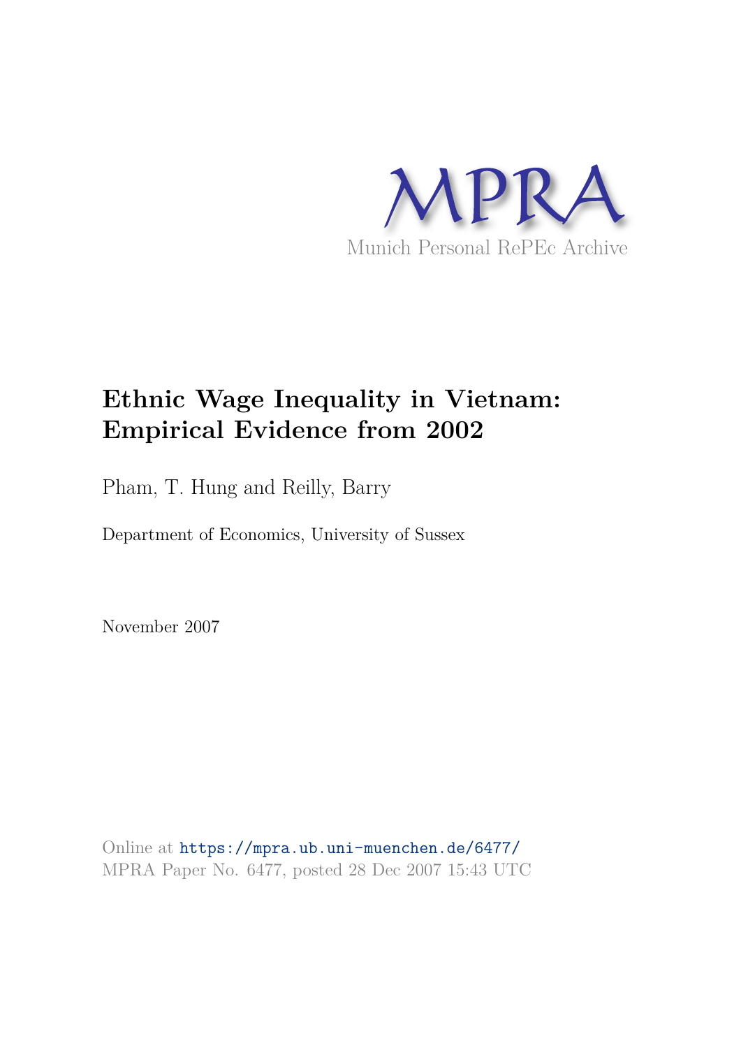MPRA

Munich Personal RePEc Archive

# Ethnic Wage Inequality in Vietnam: Empirical Evidence from 2002

Pham, T. Hung and Reilly, Barry

Department of Economics, University of Sussex

November 2007

Online at https://mpra.ub.uni-muenchen.de/6477/
MPRA Paper No. 6477, posted 28 Dec 2007 15:43 UTC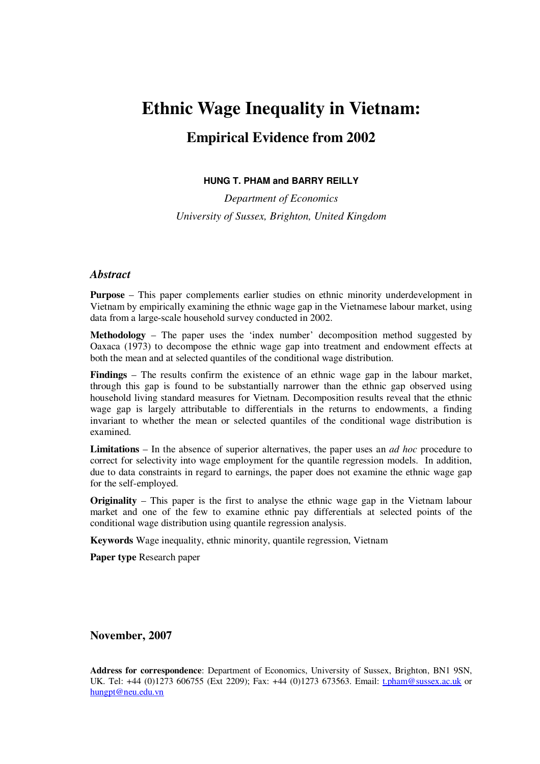# Ethnic Wage Inequality in Vietnam:

## Empirical Evidence from 2002

**HUNG T. PHAM and BARRY REILLY**

*Department of Economics*

*University of Sussex, Brighton, United Kingdom*

### *Abstract*

**Purpose** – This paper complements earlier studies on ethnic minority underdevelopment in Vietnam by empirically examining the ethnic wage gap in the Vietnamese labour market, using data from a large-scale household survey conducted in 2002.

**Methodology** – The paper uses the 'index number' decomposition method suggested by Oaxaca (1973) to decompose the ethnic wage gap into treatment and endowment effects at both the mean and at selected quantiles of the conditional wage distribution.

**Findings** – The results confirm the existence of an ethnic wage gap in the labour market, through this gap is found to be substantially narrower than the ethnic gap observed using household living standard measures for Vietnam. Decomposition results reveal that the ethnic wage gap is largely attributable to differentials in the returns to endowments, a finding invariant to whether the mean or selected quantiles of the conditional wage distribution is examined.

**Limitations** – In the absence of superior alternatives, the paper uses an *ad hoc* procedure to correct for selectivity into wage employment for the quantile regression models. In addition, due to data constraints in regard to earnings, the paper does not examine the ethnic wage gap for the self-employed.

**Originality** – This paper is the first to analyse the ethnic wage gap in the Vietnam labour market and one of the few to examine ethnic pay differentials at selected points of the conditional wage distribution using quantile regression analysis.

**Keywords** Wage inequality, ethnic minority, quantile regression, Vietnam

**Paper type** Research paper

**November, 2007**

**Address for correspondence**: Department of Economics, University of Sussex, Brighton, BN1 9SN, UK. Tel: +44 (0)1273 606755 (Ext 2209); Fax: +44 (0)1273 673563. Email: t.pham@sussex.ac.uk or hungpt@neu.edu.vn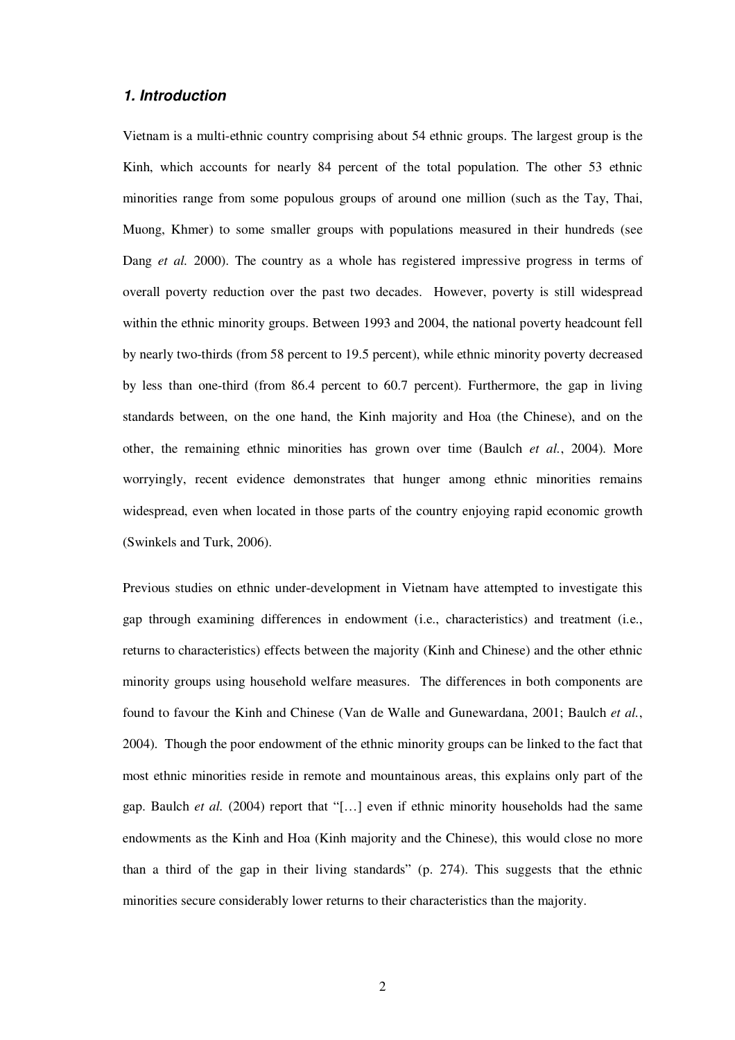### *1. Introduction*

Vietnam is a multi-ethnic country comprising about 54 ethnic groups. The largest group is the Kinh, which accounts for nearly 84 percent of the total population. The other 53 ethnic minorities range from some populous groups of around one million (such as the Tay, Thai, Muong, Khmer) to some smaller groups with populations measured in their hundreds (see Dang *et al.* 2000). The country as a whole has registered impressive progress in terms of overall poverty reduction over the past two decades. However, poverty is still widespread within the ethnic minority groups. Between 1993 and 2004, the national poverty headcount fell by nearly two-thirds (from 58 percent to 19.5 percent), while ethnic minority poverty decreased by less than one-third (from 86.4 percent to 60.7 percent). Furthermore, the gap in living standards between, on the one hand, the Kinh majority and Hoa (the Chinese), and on the other, the remaining ethnic minorities has grown over time (Baulch *et al.*, 2004). More worryingly, recent evidence demonstrates that hunger among ethnic minorities remains widespread, even when located in those parts of the country enjoying rapid economic growth (Swinkels and Turk, 2006).

Previous studies on ethnic under-development in Vietnam have attempted to investigate this gap through examining differences in endowment (i.e., characteristics) and treatment (i.e., returns to characteristics) effects between the majority (Kinh and Chinese) and the other ethnic minority groups using household welfare measures. The differences in both components are found to favour the Kinh and Chinese (Van de Walle and Gunewardana, 2001; Baulch *et al.*, 2004). Though the poor endowment of the ethnic minority groups can be linked to the fact that most ethnic minorities reside in remote and mountainous areas, this explains only part of the gap. Baulch *et al.* (2004) report that "[…] even if ethnic minority households had the same endowments as the Kinh and Hoa (Kinh majority and the Chinese), this would close no more than a third of the gap in their living standards" (p. 274). This suggests that the ethnic minorities secure considerably lower returns to their characteristics than the majority.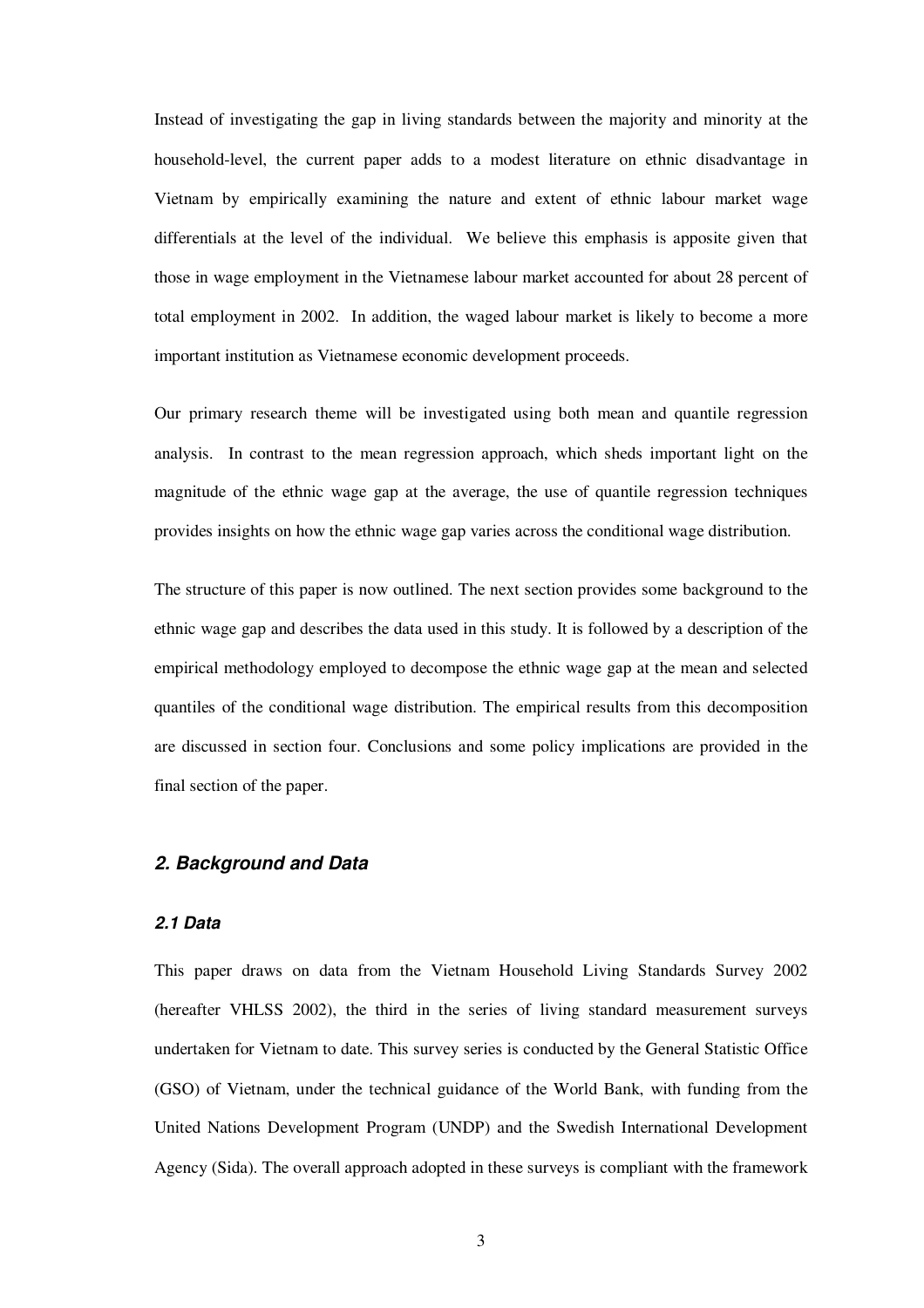Instead of investigating the gap in living standards between the majority and minority at the household-level, the current paper adds to a modest literature on ethnic disadvantage in Vietnam by empirically examining the nature and extent of ethnic labour market wage differentials at the level of the individual. We believe this emphasis is apposite given that those in wage employment in the Vietnamese labour market accounted for about 28 percent of total employment in 2002. In addition, the waged labour market is likely to become a more important institution as Vietnamese economic development proceeds.

Our primary research theme will be investigated using both mean and quantile regression analysis. In contrast to the mean regression approach, which sheds important light on the magnitude of the ethnic wage gap at the average, the use of quantile regression techniques provides insights on how the ethnic wage gap varies across the conditional wage distribution.

The structure of this paper is now outlined. The next section provides some background to the ethnic wage gap and describes the data used in this study. It is followed by a description of the empirical methodology employed to decompose the ethnic wage gap at the mean and selected quantiles of the conditional wage distribution. The empirical results from this decomposition are discussed in section four. Conclusions and some policy implications are provided in the final section of the paper.

## *2. Background and Data*

### *2.1 Data*

This paper draws on data from the Vietnam Household Living Standards Survey 2002 (hereafter VHLSS 2002), the third in the series of living standard measurement surveys undertaken for Vietnam to date. This survey series is conducted by the General Statistic Office (GSO) of Vietnam, under the technical guidance of the World Bank, with funding from the United Nations Development Program (UNDP) and the Swedish International Development Agency (Sida). The overall approach adopted in these surveys is compliant with the framework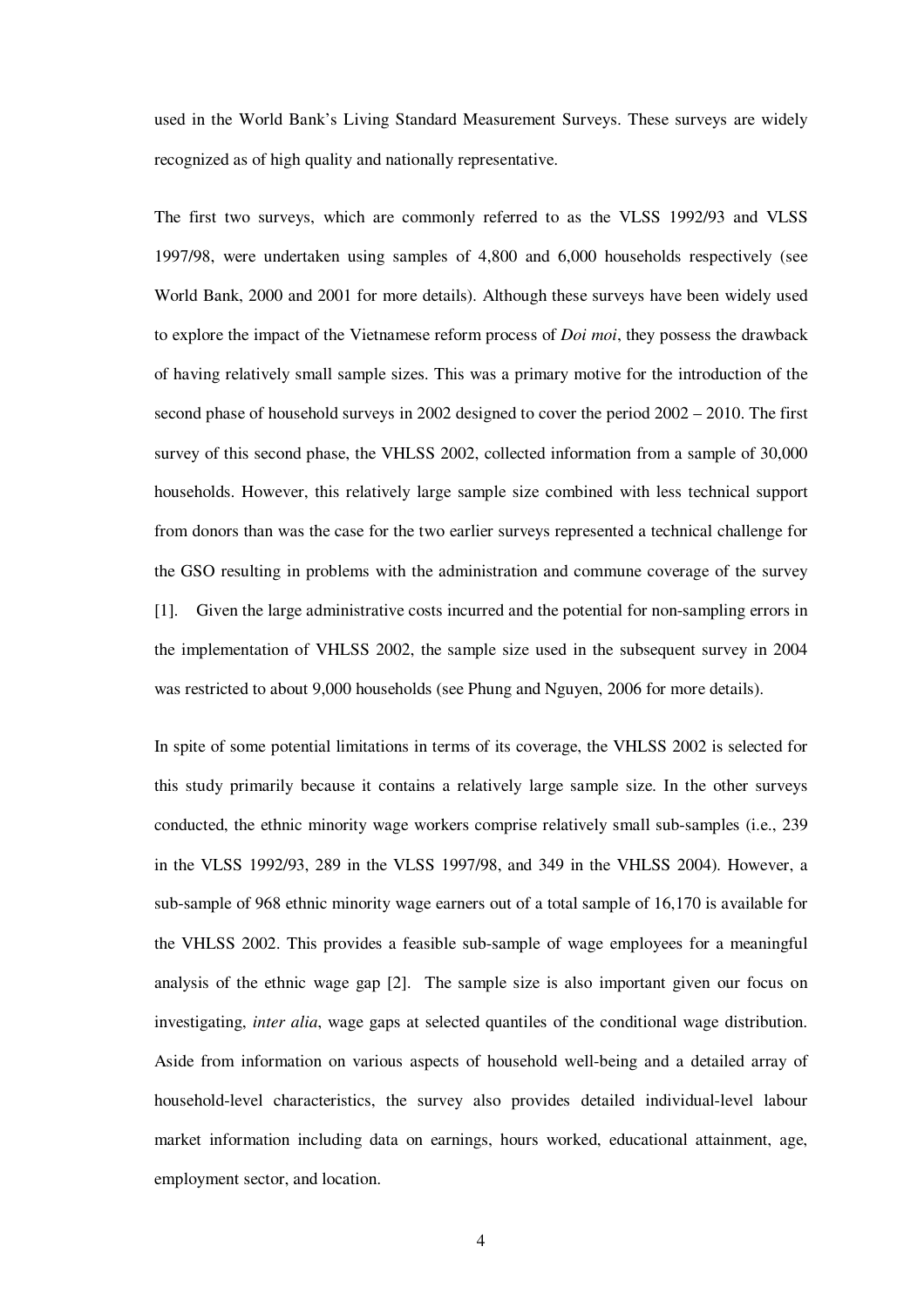used in the World Bank's Living Standard Measurement Surveys. These surveys are widely recognized as of high quality and nationally representative.

The first two surveys, which are commonly referred to as the VLSS 1992/93 and VLSS 1997/98, were undertaken using samples of 4,800 and 6,000 households respectively (see World Bank, 2000 and 2001 for more details). Although these surveys have been widely used to explore the impact of the Vietnamese reform process of *Doi moi*, they possess the drawback of having relatively small sample sizes. This was a primary motive for the introduction of the second phase of household surveys in 2002 designed to cover the period 2002 – 2010. The first survey of this second phase, the VHLSS 2002, collected information from a sample of 30,000 households. However, this relatively large sample size combined with less technical support from donors than was the case for the two earlier surveys represented a technical challenge for the GSO resulting in problems with the administration and commune coverage of the survey [1]. Given the large administrative costs incurred and the potential for non-sampling errors in the implementation of VHLSS 2002, the sample size used in the subsequent survey in 2004 was restricted to about 9,000 households (see Phung and Nguyen, 2006 for more details).

In spite of some potential limitations in terms of its coverage, the VHLSS 2002 is selected for this study primarily because it contains a relatively large sample size. In the other surveys conducted, the ethnic minority wage workers comprise relatively small sub-samples (i.e., 239 in the VLSS 1992/93, 289 in the VLSS 1997/98, and 349 in the VHLSS 2004). However, a sub-sample of 968 ethnic minority wage earners out of a total sample of 16,170 is available for the VHLSS 2002. This provides a feasible sub-sample of wage employees for a meaningful analysis of the ethnic wage gap [2]. The sample size is also important given our focus on investigating, *inter alia*, wage gaps at selected quantiles of the conditional wage distribution. Aside from information on various aspects of household well-being and a detailed array of household-level characteristics, the survey also provides detailed individual-level labour market information including data on earnings, hours worked, educational attainment, age, employment sector, and location.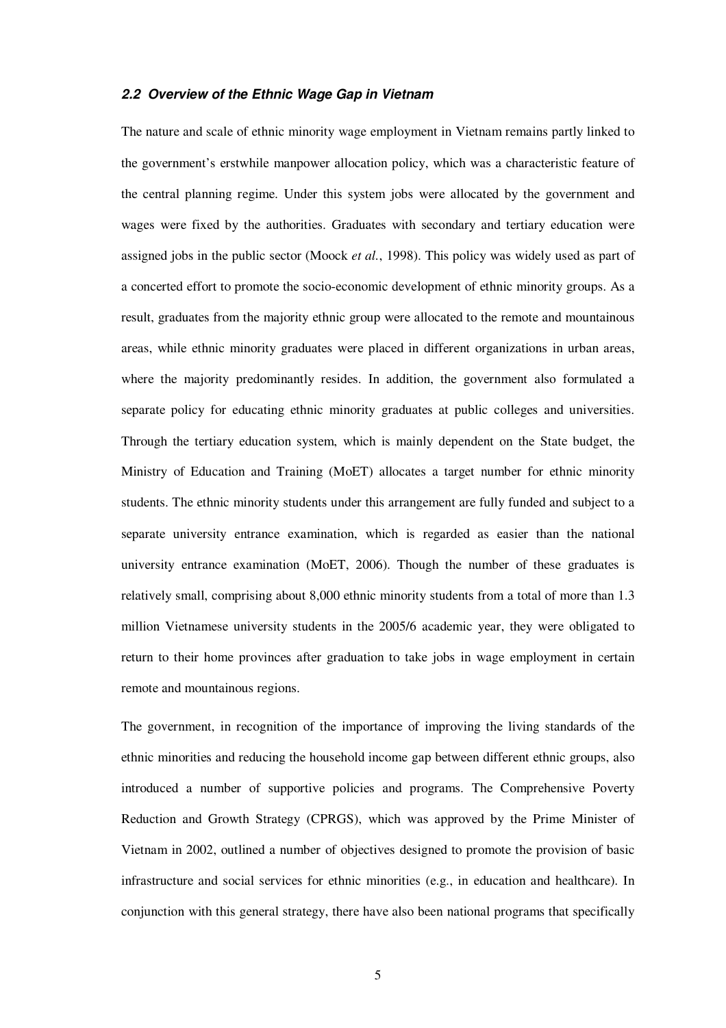### *2.2 Overview of the Ethnic Wage Gap in Vietnam*

The nature and scale of ethnic minority wage employment in Vietnam remains partly linked to the government's erstwhile manpower allocation policy, which was a characteristic feature of the central planning regime. Under this system jobs were allocated by the government and wages were fixed by the authorities. Graduates with secondary and tertiary education were assigned jobs in the public sector (Moock *et al.*, 1998). This policy was widely used as part of a concerted effort to promote the socio-economic development of ethnic minority groups. As a result, graduates from the majority ethnic group were allocated to the remote and mountainous areas, while ethnic minority graduates were placed in different organizations in urban areas, where the majority predominantly resides. In addition, the government also formulated a separate policy for educating ethnic minority graduates at public colleges and universities. Through the tertiary education system, which is mainly dependent on the State budget, the Ministry of Education and Training (MoET) allocates a target number for ethnic minority students. The ethnic minority students under this arrangement are fully funded and subject to a separate university entrance examination, which is regarded as easier than the national university entrance examination (MoET, 2006). Though the number of these graduates is relatively small, comprising about 8,000 ethnic minority students from a total of more than 1.3 million Vietnamese university students in the 2005/6 academic year, they were obligated to return to their home provinces after graduation to take jobs in wage employment in certain remote and mountainous regions.

The government, in recognition of the importance of improving the living standards of the ethnic minorities and reducing the household income gap between different ethnic groups, also introduced a number of supportive policies and programs. The Comprehensive Poverty Reduction and Growth Strategy (CPRGS), which was approved by the Prime Minister of Vietnam in 2002, outlined a number of objectives designed to promote the provision of basic infrastructure and social services for ethnic minorities (e.g., in education and healthcare). In conjunction with this general strategy, there have also been national programs that specifically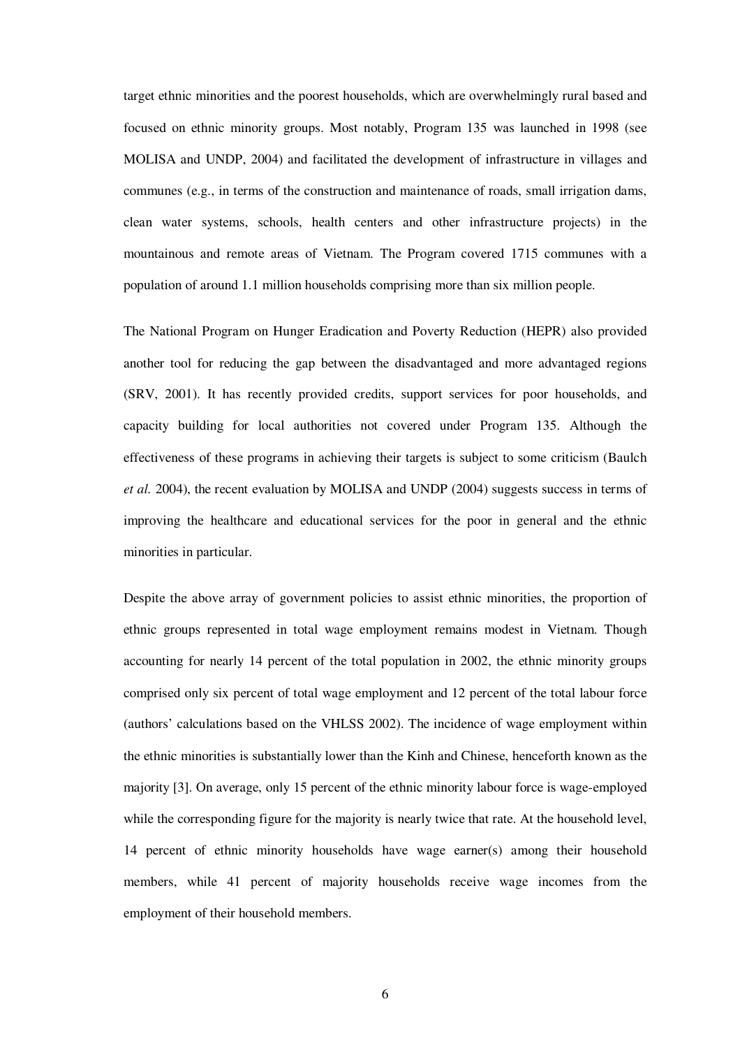target ethnic minorities and the poorest households, which are overwhelmingly rural based and focused on ethnic minority groups. Most notably, Program 135 was launched in 1998 (see MOLISA and UNDP, 2004) and facilitated the development of infrastructure in villages and communes (e.g., in terms of the construction and maintenance of roads, small irrigation dams, clean water systems, schools, health centers and other infrastructure projects) in the mountainous and remote areas of Vietnam. The Program covered 1715 communes with a population of around 1.1 million households comprising more than six million people.

The National Program on Hunger Eradication and Poverty Reduction (HEPR) also provided another tool for reducing the gap between the disadvantaged and more advantaged regions (SRV, 2001). It has recently provided credits, support services for poor households, and capacity building for local authorities not covered under Program 135. Although the effectiveness of these programs in achieving their targets is subject to some criticism (Baulch *et al.* 2004), the recent evaluation by MOLISA and UNDP (2004) suggests success in terms of improving the healthcare and educational services for the poor in general and the ethnic minorities in particular.

Despite the above array of government policies to assist ethnic minorities, the proportion of ethnic groups represented in total wage employment remains modest in Vietnam. Though accounting for nearly 14 percent of the total population in 2002, the ethnic minority groups comprised only six percent of total wage employment and 12 percent of the total labour force (authors' calculations based on the VHLSS 2002). The incidence of wage employment within the ethnic minorities is substantially lower than the Kinh and Chinese, henceforth known as the majority [3]. On average, only 15 percent of the ethnic minority labour force is wage-employed while the corresponding figure for the majority is nearly twice that rate. At the household level, 14 percent of ethnic minority households have wage earner(s) among their household members, while 41 percent of majority households receive wage incomes from the employment of their household members.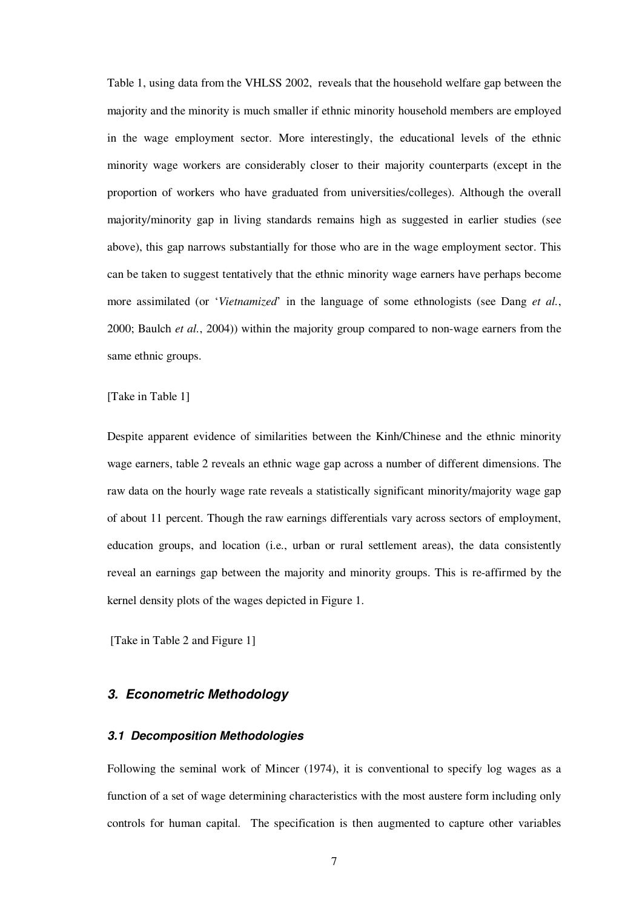Table 1, using data from the VHLSS 2002, reveals that the household welfare gap between the majority and the minority is much smaller if ethnic minority household members are employed in the wage employment sector. More interestingly, the educational levels of the ethnic minority wage workers are considerably closer to their majority counterparts (except in the proportion of workers who have graduated from universities/colleges). Although the overall majority/minority gap in living standards remains high as suggested in earlier studies (see above), this gap narrows substantially for those who are in the wage employment sector. This can be taken to suggest tentatively that the ethnic minority wage earners have perhaps become more assimilated (or '*Vietnamized*' in the language of some ethnologists (see Dang *et al.*, 2000; Baulch *et al.*, 2004)) within the majority group compared to non-wage earners from the same ethnic groups.

[Take in Table 1]

Despite apparent evidence of similarities between the Kinh/Chinese and the ethnic minority wage earners, table 2 reveals an ethnic wage gap across a number of different dimensions. The raw data on the hourly wage rate reveals a statistically significant minority/majority wage gap of about 11 percent. Though the raw earnings differentials vary across sectors of employment, education groups, and location (i.e., urban or rural settlement areas), the data consistently reveal an earnings gap between the majority and minority groups. This is re-affirmed by the kernel density plots of the wages depicted in Figure 1.

[Take in Table 2 and Figure 1]

## *3. Econometric Methodology*

### *3.1 Decomposition Methodologies*

Following the seminal work of Mincer (1974), it is conventional to specify log wages as a function of a set of wage determining characteristics with the most austere form including only controls for human capital. The specification is then augmented to capture other variables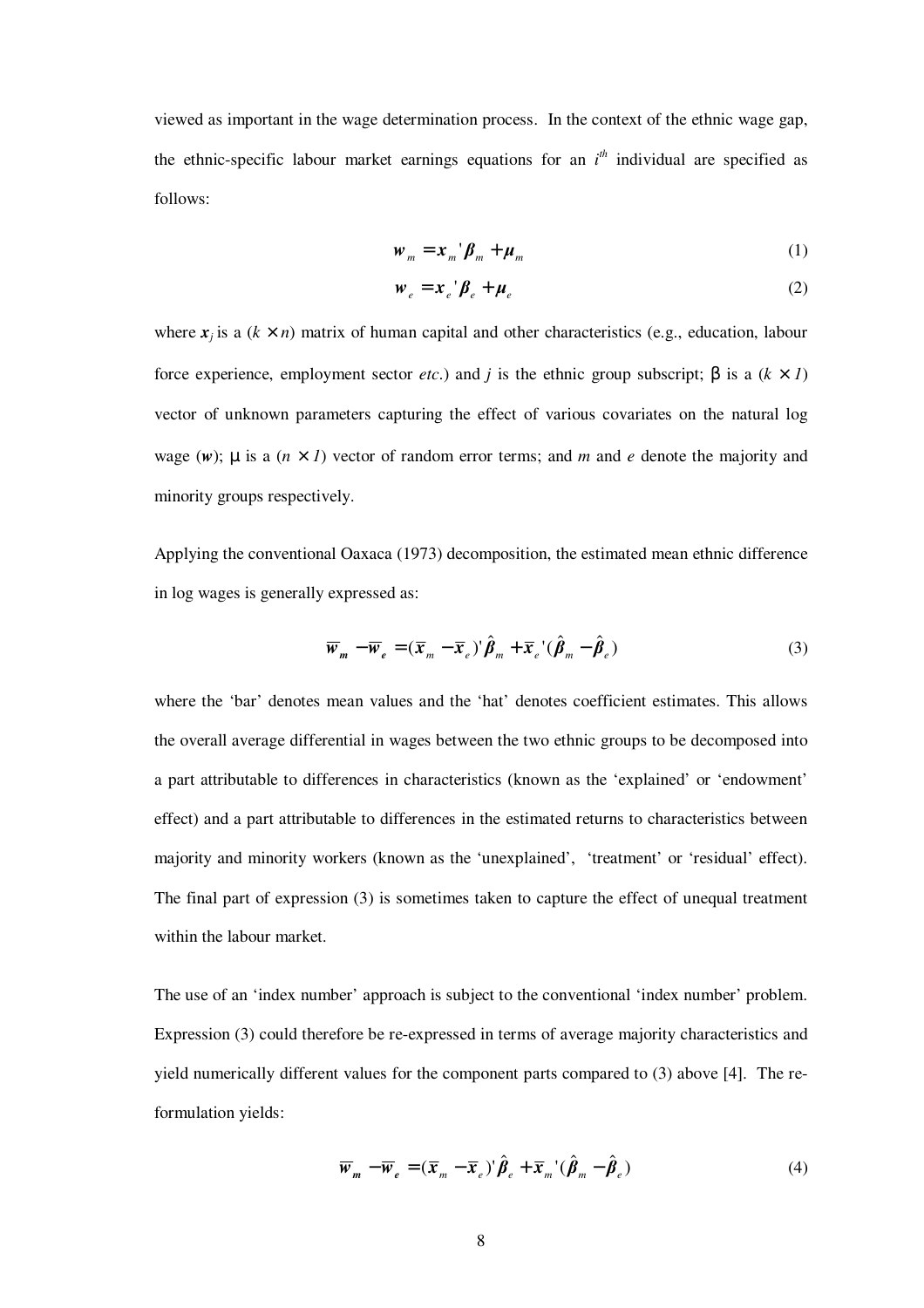viewed as important in the wage determination process. In the context of the ethnic wage gap, the ethnic-specific labour market earnings equations for an $i^{th}$ individual are specified as follows:

$$\boldsymbol{w}_m = \boldsymbol{x}_m{}'\boldsymbol{\beta}_m + \boldsymbol{\mu}_m \tag{1}$$

$$\boldsymbol{w}_e = \boldsymbol{x}_e{}'\boldsymbol{\beta}_e + \boldsymbol{\mu}_e \tag{2}$$

where $\boldsymbol{x}_j$ is a ($k \times n$) matrix of human capital and other characteristics (e.g., education, labour force experience, employment sector *etc.*) and $j$ is the ethnic group subscript; β is a ($k \times 1$) vector of unknown parameters capturing the effect of various covariates on the natural log wage ($\boldsymbol{w}$); μ is a ($n \times 1$) vector of random error terms; and $m$ and $e$ denote the majority and minority groups respectively.

Applying the conventional Oaxaca (1973) decomposition, the estimated mean ethnic difference in log wages is generally expressed as:

$$\overline{\boldsymbol{w}}_m - \overline{\boldsymbol{w}}_e = (\overline{\boldsymbol{x}}_m - \overline{\boldsymbol{x}}_e)'\hat{\boldsymbol{\beta}}_m + \overline{\boldsymbol{x}}_e{}'(\hat{\boldsymbol{\beta}}_m - \hat{\boldsymbol{\beta}}_e) \tag{3}$$

where the 'bar' denotes mean values and the 'hat' denotes coefficient estimates. This allows the overall average differential in wages between the two ethnic groups to be decomposed into a part attributable to differences in characteristics (known as the 'explained' or 'endowment' effect) and a part attributable to differences in the estimated returns to characteristics between majority and minority workers (known as the 'unexplained', 'treatment' or 'residual' effect). The final part of expression (3) is sometimes taken to capture the effect of unequal treatment within the labour market.

The use of an 'index number' approach is subject to the conventional 'index number' problem. Expression (3) could therefore be re-expressed in terms of average majority characteristics and yield numerically different values for the component parts compared to (3) above [4]. The re-formulation yields:

$$\overline{\boldsymbol{w}}_m - \overline{\boldsymbol{w}}_e = (\overline{\boldsymbol{x}}_m - \overline{\boldsymbol{x}}_e)'\hat{\boldsymbol{\beta}}_e + \overline{\boldsymbol{x}}_m{}'(\hat{\boldsymbol{\beta}}_m - \hat{\boldsymbol{\beta}}_e) \tag{4}$$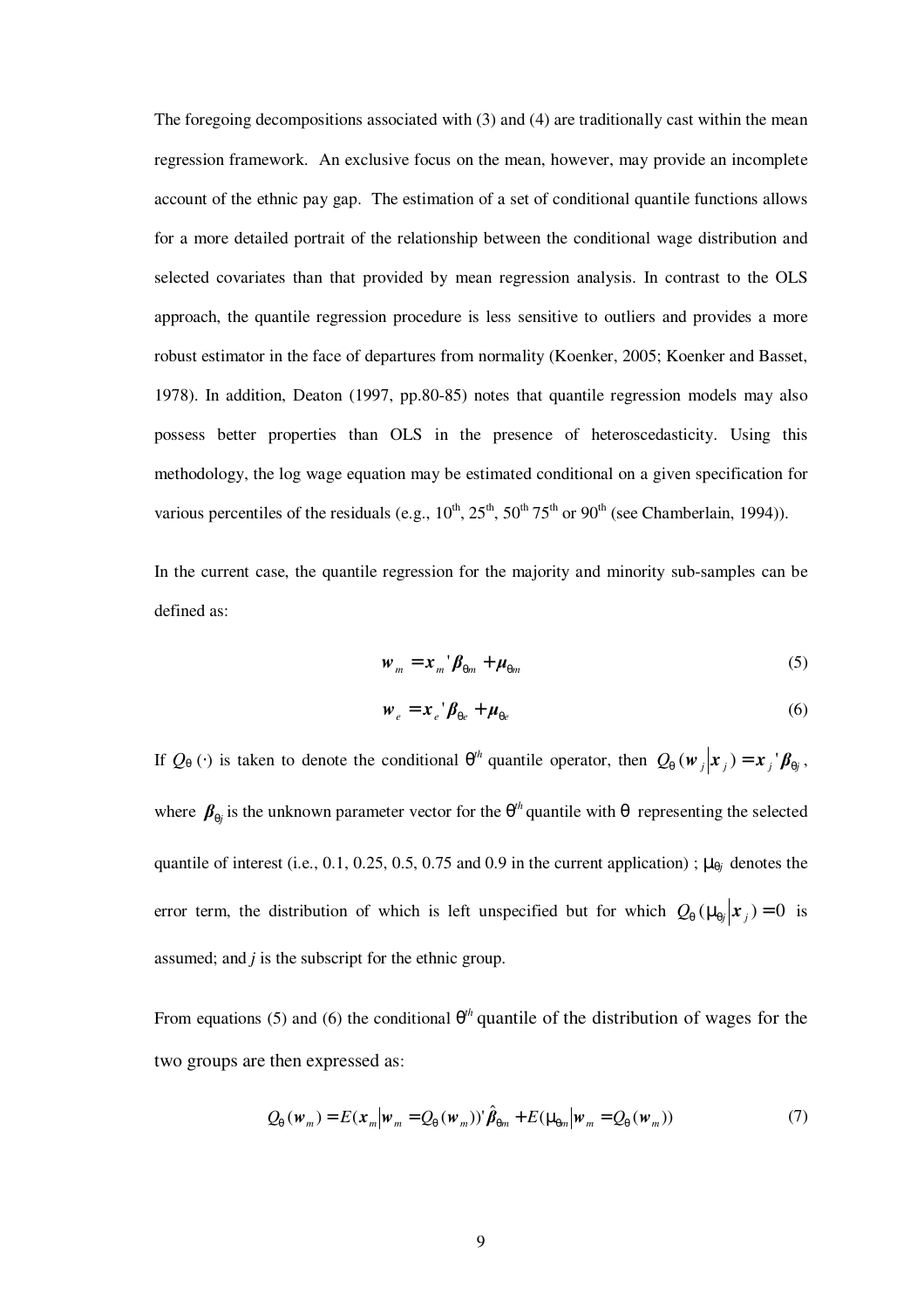The foregoing decompositions associated with (3) and (4) are traditionally cast within the mean regression framework. An exclusive focus on the mean, however, may provide an incomplete account of the ethnic pay gap. The estimation of a set of conditional quantile functions allows for a more detailed portrait of the relationship between the conditional wage distribution and selected covariates than that provided by mean regression analysis. In contrast to the OLS approach, the quantile regression procedure is less sensitive to outliers and provides a more robust estimator in the face of departures from normality (Koenker, 2005; Koenker and Basset, 1978). In addition, Deaton (1997, pp.80-85) notes that quantile regression models may also possess better properties than OLS in the presence of heteroscedasticity. Using this methodology, the log wage equation may be estimated conditional on a given specification for various percentiles of the residuals (e.g., 10th, 25th, 50th 75th or 90th (see Chamberlain, 1994)).

In the current case, the quantile regression for the majority and minority sub-samples can be defined as:

$$\boldsymbol{w}_m = \boldsymbol{x}_m{}'\boldsymbol{\beta}_{\theta m} + \boldsymbol{\mu}_{\theta m} \tag{5}$$

$$\boldsymbol{w}_e = \boldsymbol{x}_e{}'\boldsymbol{\beta}_{\theta e} + \boldsymbol{\mu}_{\theta e} \tag{6}$$

If $Q_\theta(\cdot)$ is taken to denote the conditional $\theta^{th}$ quantile operator, then $Q_\theta(\boldsymbol{w}_j|\boldsymbol{x}_j) = \boldsymbol{x}_j{}'\boldsymbol{\beta}_{\theta j}$, where $\boldsymbol{\beta}_{\theta j}$ is the unknown parameter vector for the $\theta^{th}$ quantile with $\theta$ representing the selected quantile of interest (i.e., 0.1, 0.25, 0.5, 0.75 and 0.9 in the current application) ; $\mu_{\theta j}$ denotes the error term, the distribution of which is left unspecified but for which $Q_\theta(\mu_{\theta j}|\boldsymbol{x}_j) = 0$ is assumed; and $j$ is the subscript for the ethnic group.

From equations (5) and (6) the conditional $\theta^{th}$ quantile of the distribution of wages for the two groups are then expressed as:

$$Q_\theta(\boldsymbol{w}_m) = E(\boldsymbol{x}_m|\boldsymbol{w}_m = Q_\theta(\boldsymbol{w}_m))'\hat{\boldsymbol{\beta}}_{\theta m} + E(\mu_{\theta m}|\boldsymbol{w}_m = Q_\theta(\boldsymbol{w}_m)) \tag{7}$$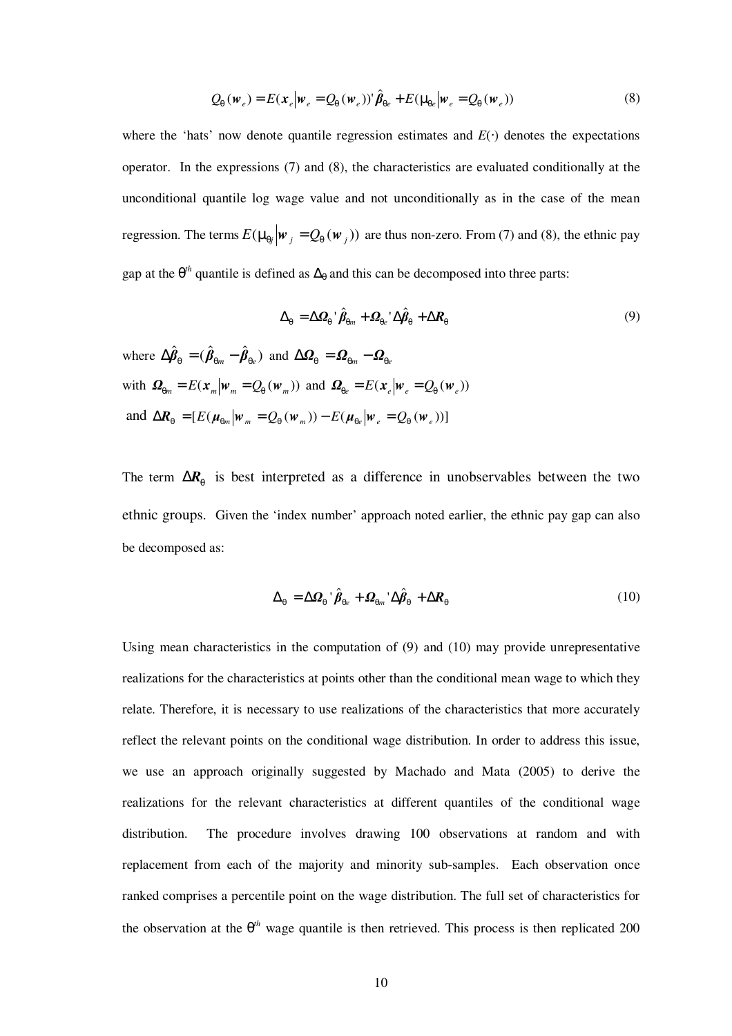$$Q_\theta(\boldsymbol{w}_e) = E(\boldsymbol{x}_e | \boldsymbol{w}_e = Q_\theta(\boldsymbol{w}_e))'\hat{\boldsymbol{\beta}}_{\theta e} + E(\mu_{\theta e} | \boldsymbol{w}_e = Q_\theta(\boldsymbol{w}_e)) \tag{8}$$

where the 'hats' now denote quantile regression estimates and $E(\cdot)$ denotes the expectations operator. In the expressions (7) and (8), the characteristics are evaluated conditionally at the unconditional quantile log wage value and not unconditionally as in the case of the mean regression. The terms $E(\mu_{\theta j} | \boldsymbol{w}_j = Q_\theta(\boldsymbol{w}_j))$ are thus non-zero. From (7) and (8), the ethnic pay gap at the $\theta^{th}$ quantile is defined as $\Delta_\theta$ and this can be decomposed into three parts:

$$\Delta_\theta = \Delta\boldsymbol{\Omega}_\theta{}'\hat{\boldsymbol{\beta}}_{\theta m} + \boldsymbol{\Omega}_{\theta e}{}'\Delta\hat{\boldsymbol{\beta}}_\theta + \Delta\boldsymbol{R}_\theta \tag{9}$$

where $\Delta\hat{\boldsymbol{\beta}}_\theta = (\hat{\boldsymbol{\beta}}_{\theta m} - \hat{\boldsymbol{\beta}}_{\theta e})$ and $\Delta\boldsymbol{\Omega}_\theta = \boldsymbol{\Omega}_{\theta m} - \boldsymbol{\Omega}_{\theta e}$

with $\boldsymbol{\Omega}_{\theta m} = E(\boldsymbol{x}_m | \boldsymbol{w}_m = Q_\theta(\boldsymbol{w}_m))$ and $\boldsymbol{\Omega}_{\theta e} = E(\boldsymbol{x}_e | \boldsymbol{w}_e = Q_\theta(\boldsymbol{w}_e))$

and $\Delta\boldsymbol{R}_\theta = [E(\boldsymbol{\mu}_{\theta m} | \boldsymbol{w}_m = Q_\theta(\boldsymbol{w}_m)) - E(\boldsymbol{\mu}_{\theta e} | \boldsymbol{w}_e = Q_\theta(\boldsymbol{w}_e))]$

The term $\Delta\boldsymbol{R}_\theta$ is best interpreted as a difference in unobservables between the two ethnic groups. Given the 'index number' approach noted earlier, the ethnic pay gap can also be decomposed as:

$$\Delta_\theta = \Delta\boldsymbol{\Omega}_\theta{}'\hat{\boldsymbol{\beta}}_{\theta e} + \boldsymbol{\Omega}_{\theta m}{}'\Delta\hat{\boldsymbol{\beta}}_\theta + \Delta\boldsymbol{R}_\theta \tag{10}$$

Using mean characteristics in the computation of (9) and (10) may provide unrepresentative realizations for the characteristics at points other than the conditional mean wage to which they relate. Therefore, it is necessary to use realizations of the characteristics that more accurately reflect the relevant points on the conditional wage distribution. In order to address this issue, we use an approach originally suggested by Machado and Mata (2005) to derive the realizations for the relevant characteristics at different quantiles of the conditional wage distribution. The procedure involves drawing 100 observations at random and with replacement from each of the majority and minority sub-samples. Each observation once ranked comprises a percentile point on the wage distribution. The full set of characteristics for the observation at the $\theta^{th}$ wage quantile is then retrieved. This process is then replicated 200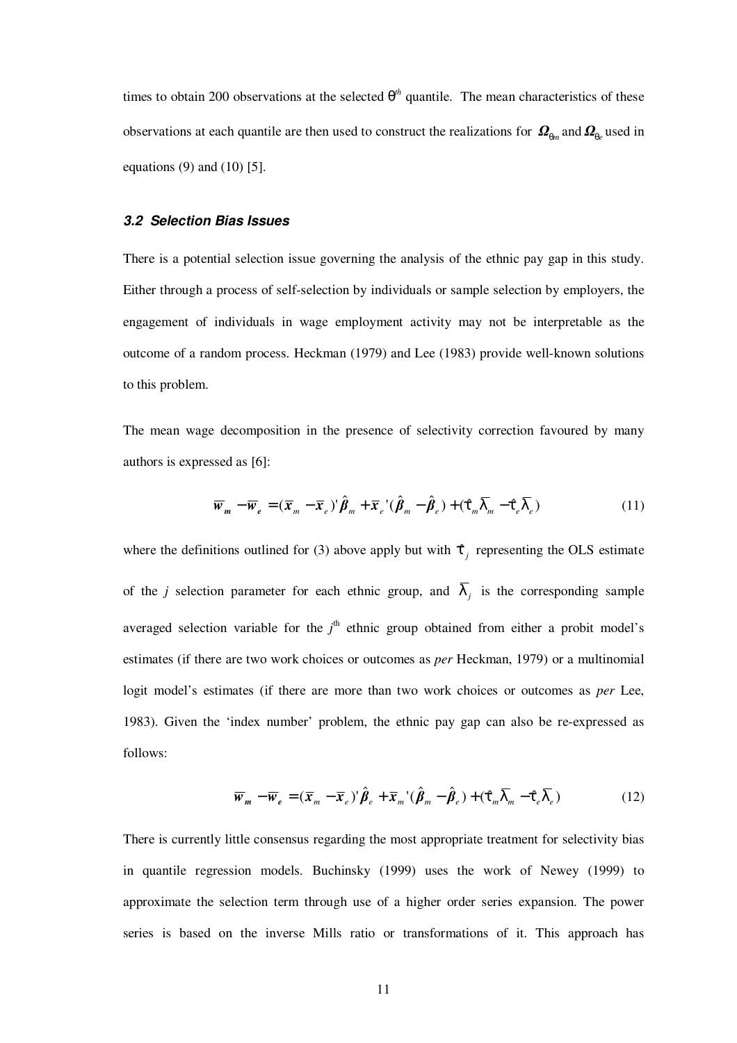times to obtain 200 observations at the selected $\theta^{th}$ quantile. The mean characteristics of these observations at each quantile are then used to construct the realizations for $\boldsymbol{\Omega}_{\theta m}$ and $\boldsymbol{\Omega}_{\theta e}$ used in equations (9) and (10) [5].

### *3.2 Selection Bias Issues*

There is a potential selection issue governing the analysis of the ethnic pay gap in this study. Either through a process of self-selection by individuals or sample selection by employers, the engagement of individuals in wage employment activity may not be interpretable as the outcome of a random process. Heckman (1979) and Lee (1983) provide well-known solutions to this problem.

The mean wage decomposition in the presence of selectivity correction favoured by many authors is expressed as [6]:

$$\overline{\boldsymbol{w}}_{\boldsymbol{m}} - \overline{\boldsymbol{w}}_{\boldsymbol{e}} = (\overline{\boldsymbol{x}}_m - \overline{\boldsymbol{x}}_e)'\hat{\boldsymbol{\beta}}_m + \overline{\boldsymbol{x}}_e'(\hat{\boldsymbol{\beta}}_m - \hat{\boldsymbol{\beta}}_e) + (\hat{\tau}_m \overline{\lambda}_m - \hat{\tau}_e \overline{\lambda}_e) \tag{11}$$

where the definitions outlined for (3) above apply but with $\hat{\tau}_j$ representing the OLS estimate of the *j* selection parameter for each ethnic group, and $\overline{\lambda}_j$ is the corresponding sample averaged selection variable for the $j^{\text{th}}$ ethnic group obtained from either a probit model's estimates (if there are two work choices or outcomes as *per* Heckman, 1979) or a multinomial logit model's estimates (if there are more than two work choices or outcomes as *per* Lee, 1983). Given the 'index number' problem, the ethnic pay gap can also be re-expressed as follows:

$$\overline{\boldsymbol{w}}_{\boldsymbol{m}} - \overline{\boldsymbol{w}}_{\boldsymbol{e}} = (\overline{\boldsymbol{x}}_m - \overline{\boldsymbol{x}}_e)'\hat{\boldsymbol{\beta}}_e + \overline{\boldsymbol{x}}_m'(\hat{\boldsymbol{\beta}}_m - \hat{\boldsymbol{\beta}}_e) + (\hat{\tau}_m \overline{\lambda}_m - \hat{\tau}_e \overline{\lambda}_e) \tag{12}$$

There is currently little consensus regarding the most appropriate treatment for selectivity bias in quantile regression models. Buchinsky (1999) uses the work of Newey (1999) to approximate the selection term through use of a higher order series expansion. The power series is based on the inverse Mills ratio or transformations of it. This approach has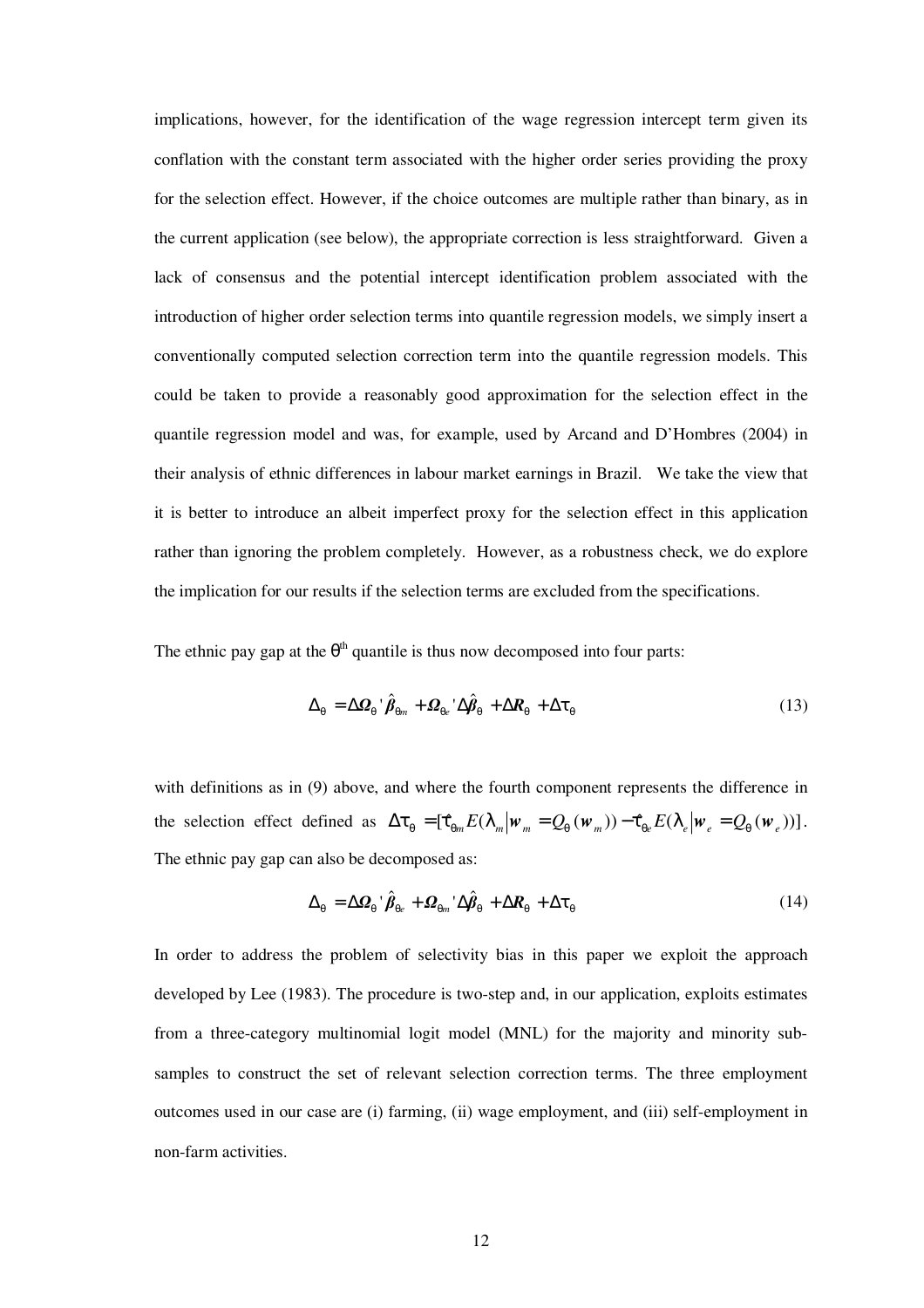implications, however, for the identification of the wage regression intercept term given its conflation with the constant term associated with the higher order series providing the proxy for the selection effect. However, if the choice outcomes are multiple rather than binary, as in the current application (see below), the appropriate correction is less straightforward. Given a lack of consensus and the potential intercept identification problem associated with the introduction of higher order selection terms into quantile regression models, we simply insert a conventionally computed selection correction term into the quantile regression models. This could be taken to provide a reasonably good approximation for the selection effect in the quantile regression model and was, for example, used by Arcand and D'Hombres (2004) in their analysis of ethnic differences in labour market earnings in Brazil. We take the view that it is better to introduce an albeit imperfect proxy for the selection effect in this application rather than ignoring the problem completely. However, as a robustness check, we do explore the implication for our results if the selection terms are excluded from the specifications.

The ethnic pay gap at the $\theta^{th}$ quantile is thus now decomposed into four parts:

$$\Delta_\theta = \Delta \boldsymbol{\Omega}_\theta ' \hat{\boldsymbol{\beta}}_{\theta m} + \boldsymbol{\Omega}_{\theta e} ' \Delta \hat{\boldsymbol{\beta}}_\theta + \Delta \boldsymbol{R}_\theta + \Delta \tau_\theta \tag{13}$$

with definitions as in (9) above, and where the fourth component represents the difference in the selection effect defined as $\Delta \tau_\theta = [\hat{\tau}_{\theta m} E(\lambda_m | \boldsymbol{w}_m = Q_\theta(\boldsymbol{w}_m)) - \hat{\tau}_{\theta e} E(\lambda_e | \boldsymbol{w}_e = Q_\theta(\boldsymbol{w}_e))]$. The ethnic pay gap can also be decomposed as:

$$\Delta_\theta = \Delta \boldsymbol{\Omega}_\theta ' \hat{\boldsymbol{\beta}}_{\theta e} + \boldsymbol{\Omega}_{\theta m} ' \Delta \hat{\boldsymbol{\beta}}_\theta + \Delta \boldsymbol{R}_\theta + \Delta \tau_\theta \tag{14}$$

In order to address the problem of selectivity bias in this paper we exploit the approach developed by Lee (1983). The procedure is two-step and, in our application, exploits estimates from a three-category multinomial logit model (MNL) for the majority and minority sub-samples to construct the set of relevant selection correction terms. The three employment outcomes used in our case are (i) farming, (ii) wage employment, and (iii) self-employment in non-farm activities.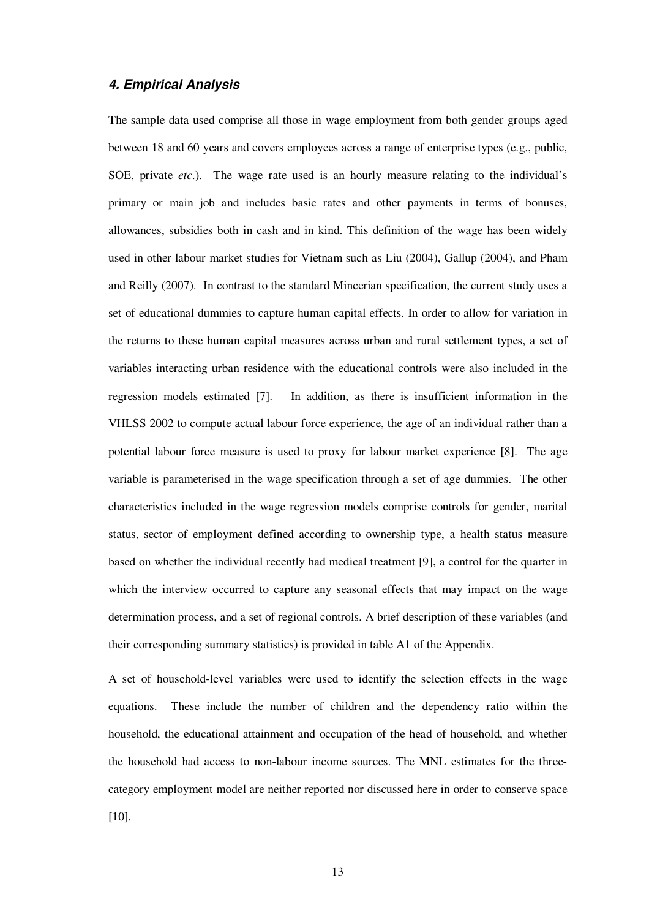### *4. Empirical Analysis*

The sample data used comprise all those in wage employment from both gender groups aged between 18 and 60 years and covers employees across a range of enterprise types (e.g., public, SOE, private *etc*.). The wage rate used is an hourly measure relating to the individual's primary or main job and includes basic rates and other payments in terms of bonuses, allowances, subsidies both in cash and in kind. This definition of the wage has been widely used in other labour market studies for Vietnam such as Liu (2004), Gallup (2004), and Pham and Reilly (2007). In contrast to the standard Mincerian specification, the current study uses a set of educational dummies to capture human capital effects. In order to allow for variation in the returns to these human capital measures across urban and rural settlement types, a set of variables interacting urban residence with the educational controls were also included in the regression models estimated [7]. In addition, as there is insufficient information in the VHLSS 2002 to compute actual labour force experience, the age of an individual rather than a potential labour force measure is used to proxy for labour market experience [8]. The age variable is parameterised in the wage specification through a set of age dummies. The other characteristics included in the wage regression models comprise controls for gender, marital status, sector of employment defined according to ownership type, a health status measure based on whether the individual recently had medical treatment [9], a control for the quarter in which the interview occurred to capture any seasonal effects that may impact on the wage determination process, and a set of regional controls. A brief description of these variables (and their corresponding summary statistics) is provided in table A1 of the Appendix.

A set of household-level variables were used to identify the selection effects in the wage equations. These include the number of children and the dependency ratio within the household, the educational attainment and occupation of the head of household, and whether the household had access to non-labour income sources. The MNL estimates for the three-category employment model are neither reported nor discussed here in order to conserve space [10].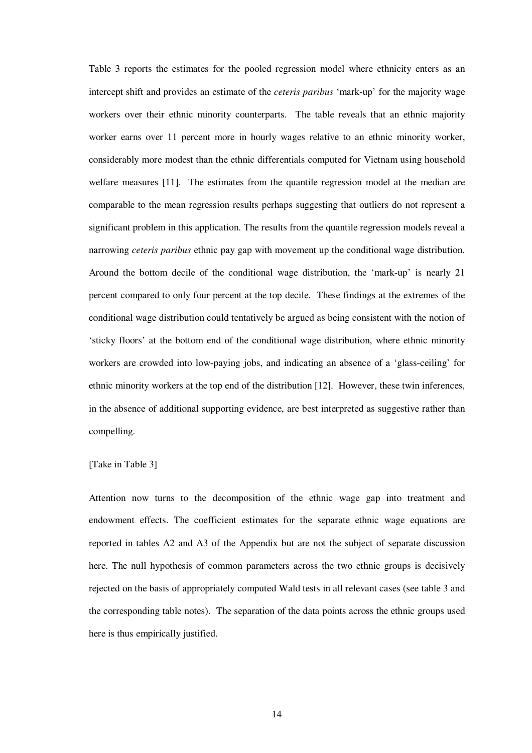Table 3 reports the estimates for the pooled regression model where ethnicity enters as an intercept shift and provides an estimate of the *ceteris paribus* 'mark-up' for the majority wage workers over their ethnic minority counterparts. The table reveals that an ethnic majority worker earns over 11 percent more in hourly wages relative to an ethnic minority worker, considerably more modest than the ethnic differentials computed for Vietnam using household welfare measures [11]. The estimates from the quantile regression model at the median are comparable to the mean regression results perhaps suggesting that outliers do not represent a significant problem in this application. The results from the quantile regression models reveal a narrowing *ceteris paribus* ethnic pay gap with movement up the conditional wage distribution. Around the bottom decile of the conditional wage distribution, the 'mark-up' is nearly 21 percent compared to only four percent at the top decile. These findings at the extremes of the conditional wage distribution could tentatively be argued as being consistent with the notion of 'sticky floors' at the bottom end of the conditional wage distribution, where ethnic minority workers are crowded into low-paying jobs, and indicating an absence of a 'glass-ceiling' for ethnic minority workers at the top end of the distribution [12]. However, these twin inferences, in the absence of additional supporting evidence, are best interpreted as suggestive rather than compelling.

[Take in Table 3]

Attention now turns to the decomposition of the ethnic wage gap into treatment and endowment effects. The coefficient estimates for the separate ethnic wage equations are reported in tables A2 and A3 of the Appendix but are not the subject of separate discussion here. The null hypothesis of common parameters across the two ethnic groups is decisively rejected on the basis of appropriately computed Wald tests in all relevant cases (see table 3 and the corresponding table notes). The separation of the data points across the ethnic groups used here is thus empirically justified.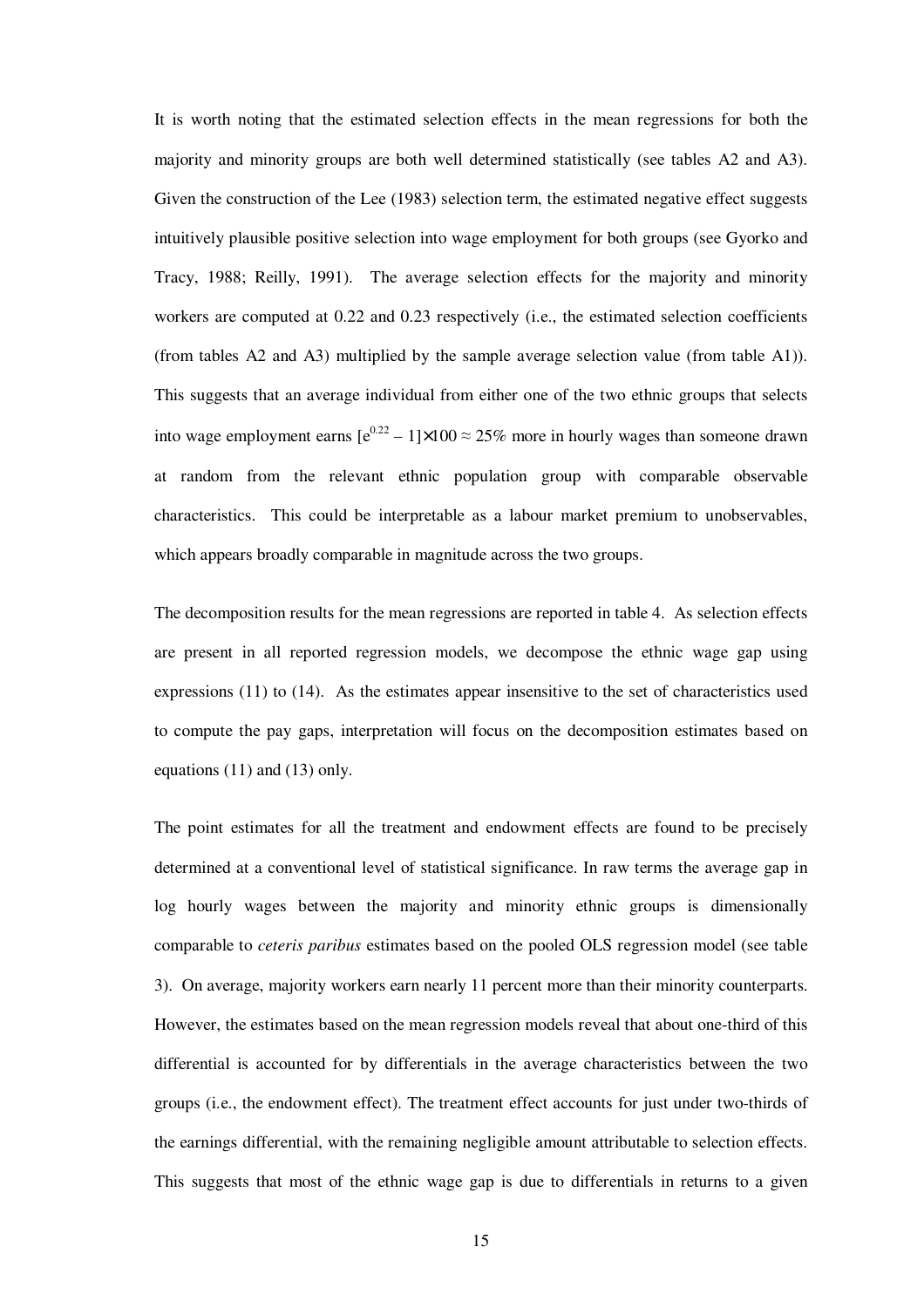It is worth noting that the estimated selection effects in the mean regressions for both the majority and minority groups are both well determined statistically (see tables A2 and A3). Given the construction of the Lee (1983) selection term, the estimated negative effect suggests intuitively plausible positive selection into wage employment for both groups (see Gyorko and Tracy, 1988; Reilly, 1991). The average selection effects for the majority and minority workers are computed at 0.22 and 0.23 respectively (i.e., the estimated selection coefficients (from tables A2 and A3) multiplied by the sample average selection value (from table A1)). This suggests that an average individual from either one of the two ethnic groups that selects into wage employment earns $[e^{0.22} - 1]\times 100 \approx 25\%$ more in hourly wages than someone drawn at random from the relevant ethnic population group with comparable observable characteristics. This could be interpretable as a labour market premium to unobservables, which appears broadly comparable in magnitude across the two groups.

The decomposition results for the mean regressions are reported in table 4. As selection effects are present in all reported regression models, we decompose the ethnic wage gap using expressions (11) to (14). As the estimates appear insensitive to the set of characteristics used to compute the pay gaps, interpretation will focus on the decomposition estimates based on equations (11) and (13) only.

The point estimates for all the treatment and endowment effects are found to be precisely determined at a conventional level of statistical significance. In raw terms the average gap in log hourly wages between the majority and minority ethnic groups is dimensionally comparable to *ceteris paribus* estimates based on the pooled OLS regression model (see table 3). On average, majority workers earn nearly 11 percent more than their minority counterparts. However, the estimates based on the mean regression models reveal that about one-third of this differential is accounted for by differentials in the average characteristics between the two groups (i.e., the endowment effect). The treatment effect accounts for just under two-thirds of the earnings differential, with the remaining negligible amount attributable to selection effects. This suggests that most of the ethnic wage gap is due to differentials in returns to a given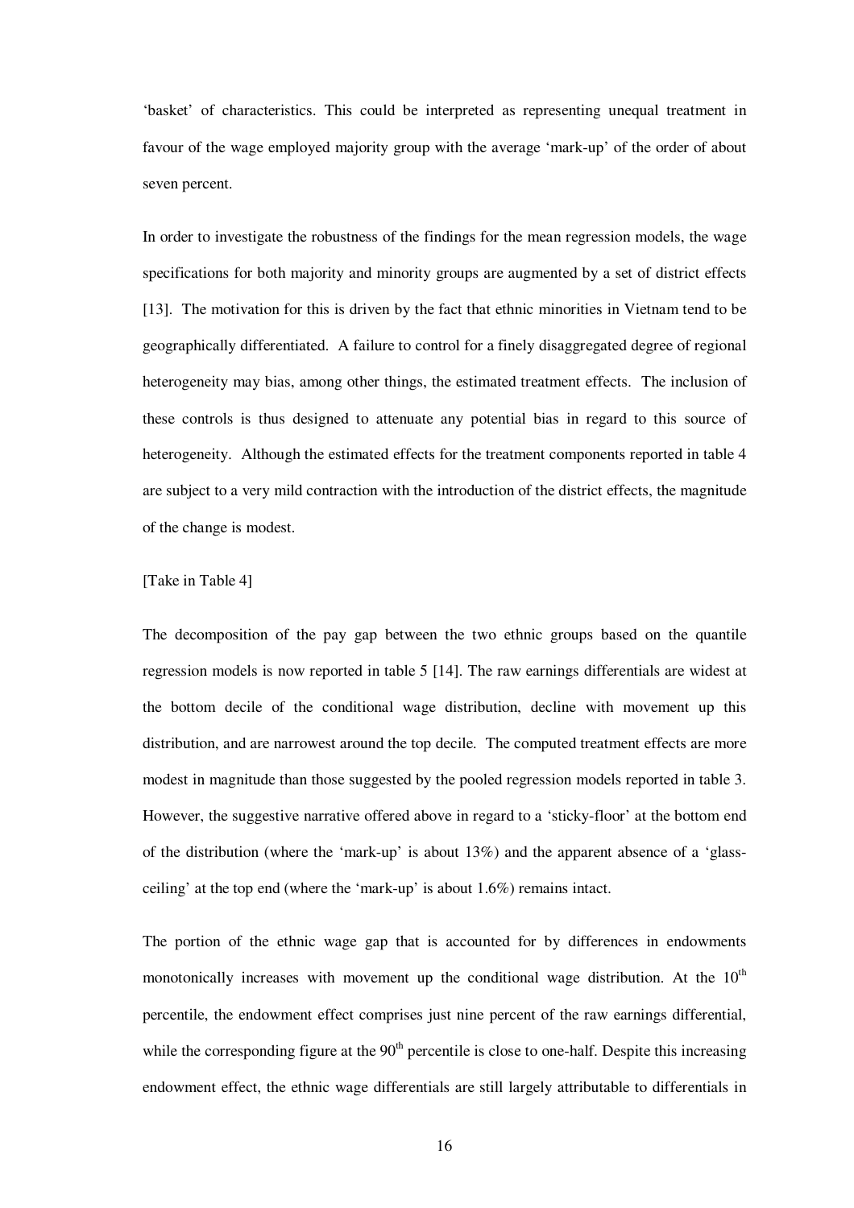'basket' of characteristics. This could be interpreted as representing unequal treatment in favour of the wage employed majority group with the average 'mark-up' of the order of about seven percent.

In order to investigate the robustness of the findings for the mean regression models, the wage specifications for both majority and minority groups are augmented by a set of district effects [13]. The motivation for this is driven by the fact that ethnic minorities in Vietnam tend to be geographically differentiated. A failure to control for a finely disaggregated degree of regional heterogeneity may bias, among other things, the estimated treatment effects. The inclusion of these controls is thus designed to attenuate any potential bias in regard to this source of heterogeneity. Although the estimated effects for the treatment components reported in table 4 are subject to a very mild contraction with the introduction of the district effects, the magnitude of the change is modest.

[Take in Table 4]

The decomposition of the pay gap between the two ethnic groups based on the quantile regression models is now reported in table 5 [14]. The raw earnings differentials are widest at the bottom decile of the conditional wage distribution, decline with movement up this distribution, and are narrowest around the top decile. The computed treatment effects are more modest in magnitude than those suggested by the pooled regression models reported in table 3. However, the suggestive narrative offered above in regard to a 'sticky-floor' at the bottom end of the distribution (where the 'mark-up' is about 13%) and the apparent absence of a 'glass-ceiling' at the top end (where the 'mark-up' is about 1.6%) remains intact.

The portion of the ethnic wage gap that is accounted for by differences in endowments monotonically increases with movement up the conditional wage distribution. At the 10th percentile, the endowment effect comprises just nine percent of the raw earnings differential, while the corresponding figure at the 90th percentile is close to one-half. Despite this increasing endowment effect, the ethnic wage differentials are still largely attributable to differentials in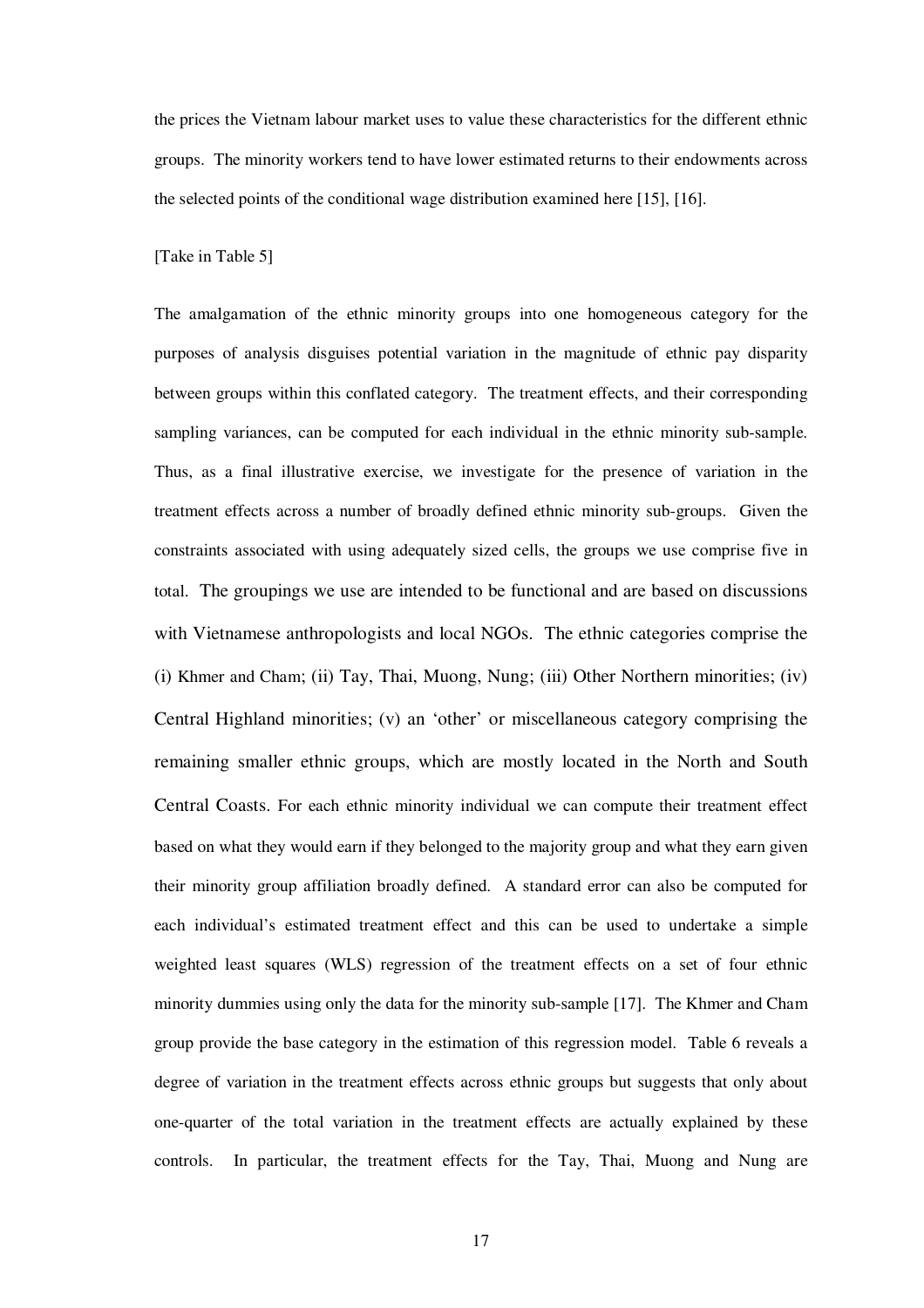the prices the Vietnam labour market uses to value these characteristics for the different ethnic groups. The minority workers tend to have lower estimated returns to their endowments across the selected points of the conditional wage distribution examined here [15], [16].

[Take in Table 5]

The amalgamation of the ethnic minority groups into one homogeneous category for the purposes of analysis disguises potential variation in the magnitude of ethnic pay disparity between groups within this conflated category. The treatment effects, and their corresponding sampling variances, can be computed for each individual in the ethnic minority sub-sample. Thus, as a final illustrative exercise, we investigate for the presence of variation in the treatment effects across a number of broadly defined ethnic minority sub-groups. Given the constraints associated with using adequately sized cells, the groups we use comprise five in total. The groupings we use are intended to be functional and are based on discussions with Vietnamese anthropologists and local NGOs. The ethnic categories comprise the (i) Khmer and Cham; (ii) Tay, Thai, Muong, Nung; (iii) Other Northern minorities; (iv) Central Highland minorities; (v) an 'other' or miscellaneous category comprising the remaining smaller ethnic groups, which are mostly located in the North and South Central Coasts. For each ethnic minority individual we can compute their treatment effect based on what they would earn if they belonged to the majority group and what they earn given their minority group affiliation broadly defined. A standard error can also be computed for each individual's estimated treatment effect and this can be used to undertake a simple weighted least squares (WLS) regression of the treatment effects on a set of four ethnic minority dummies using only the data for the minority sub-sample [17]. The Khmer and Cham group provide the base category in the estimation of this regression model. Table 6 reveals a degree of variation in the treatment effects across ethnic groups but suggests that only about one-quarter of the total variation in the treatment effects are actually explained by these controls. In particular, the treatment effects for the Tay, Thai, Muong and Nung are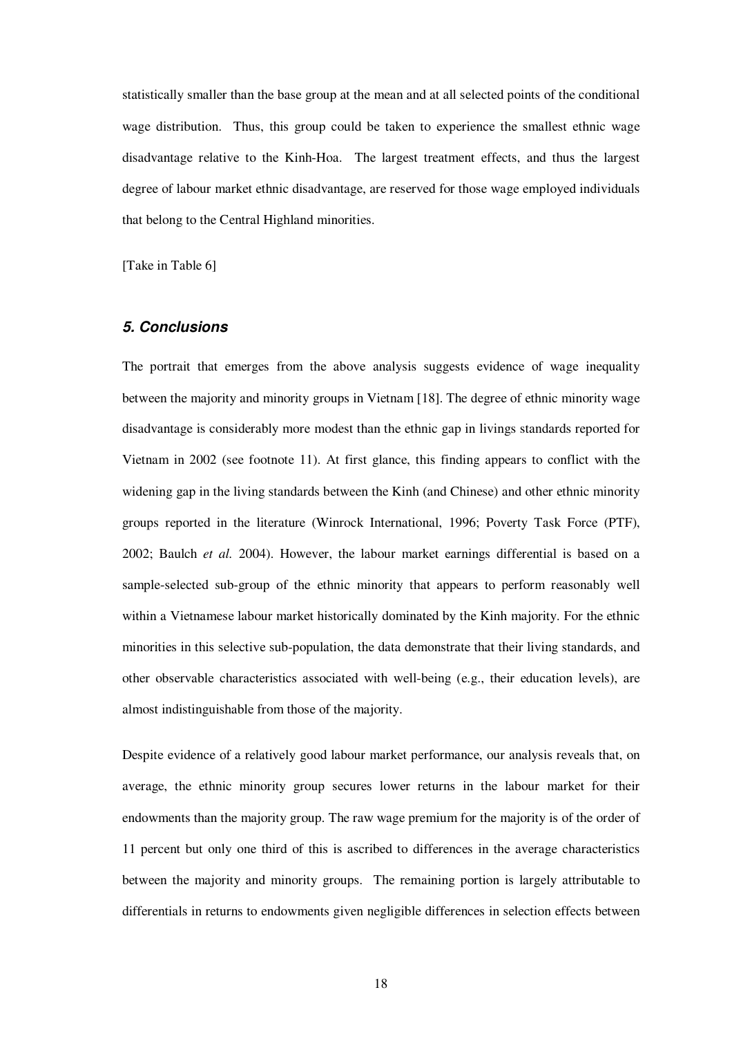statistically smaller than the base group at the mean and at all selected points of the conditional wage distribution. Thus, this group could be taken to experience the smallest ethnic wage disadvantage relative to the Kinh-Hoa. The largest treatment effects, and thus the largest degree of labour market ethnic disadvantage, are reserved for those wage employed individuals that belong to the Central Highland minorities.

[Take in Table 6]

### *5. Conclusions*

The portrait that emerges from the above analysis suggests evidence of wage inequality between the majority and minority groups in Vietnam [18]. The degree of ethnic minority wage disadvantage is considerably more modest than the ethnic gap in livings standards reported for Vietnam in 2002 (see footnote 11). At first glance, this finding appears to conflict with the widening gap in the living standards between the Kinh (and Chinese) and other ethnic minority groups reported in the literature (Winrock International, 1996; Poverty Task Force (PTF), 2002; Baulch *et al.* 2004). However, the labour market earnings differential is based on a sample-selected sub-group of the ethnic minority that appears to perform reasonably well within a Vietnamese labour market historically dominated by the Kinh majority. For the ethnic minorities in this selective sub-population, the data demonstrate that their living standards, and other observable characteristics associated with well-being (e.g., their education levels), are almost indistinguishable from those of the majority.

Despite evidence of a relatively good labour market performance, our analysis reveals that, on average, the ethnic minority group secures lower returns in the labour market for their endowments than the majority group. The raw wage premium for the majority is of the order of 11 percent but only one third of this is ascribed to differences in the average characteristics between the majority and minority groups. The remaining portion is largely attributable to differentials in returns to endowments given negligible differences in selection effects between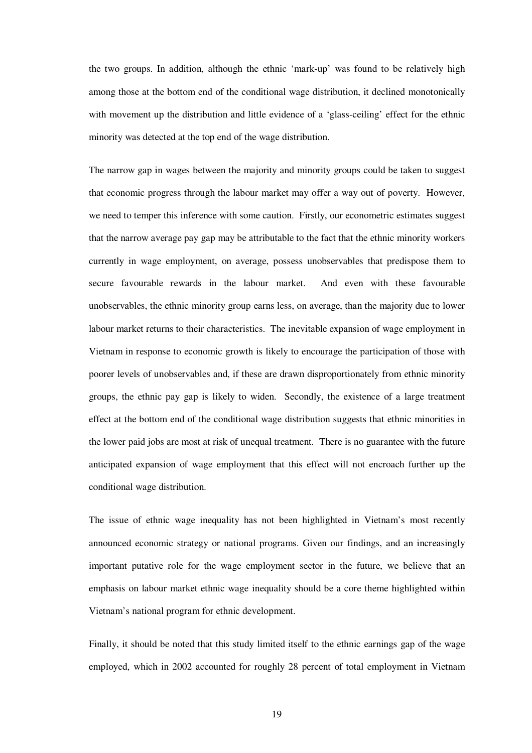the two groups. In addition, although the ethnic 'mark-up' was found to be relatively high among those at the bottom end of the conditional wage distribution, it declined monotonically with movement up the distribution and little evidence of a 'glass-ceiling' effect for the ethnic minority was detected at the top end of the wage distribution.

The narrow gap in wages between the majority and minority groups could be taken to suggest that economic progress through the labour market may offer a way out of poverty. However, we need to temper this inference with some caution. Firstly, our econometric estimates suggest that the narrow average pay gap may be attributable to the fact that the ethnic minority workers currently in wage employment, on average, possess unobservables that predispose them to secure favourable rewards in the labour market. And even with these favourable unobservables, the ethnic minority group earns less, on average, than the majority due to lower labour market returns to their characteristics. The inevitable expansion of wage employment in Vietnam in response to economic growth is likely to encourage the participation of those with poorer levels of unobservables and, if these are drawn disproportionately from ethnic minority groups, the ethnic pay gap is likely to widen. Secondly, the existence of a large treatment effect at the bottom end of the conditional wage distribution suggests that ethnic minorities in the lower paid jobs are most at risk of unequal treatment. There is no guarantee with the future anticipated expansion of wage employment that this effect will not encroach further up the conditional wage distribution.

The issue of ethnic wage inequality has not been highlighted in Vietnam's most recently announced economic strategy or national programs. Given our findings, and an increasingly important putative role for the wage employment sector in the future, we believe that an emphasis on labour market ethnic wage inequality should be a core theme highlighted within Vietnam's national program for ethnic development.

Finally, it should be noted that this study limited itself to the ethnic earnings gap of the wage employed, which in 2002 accounted for roughly 28 percent of total employment in Vietnam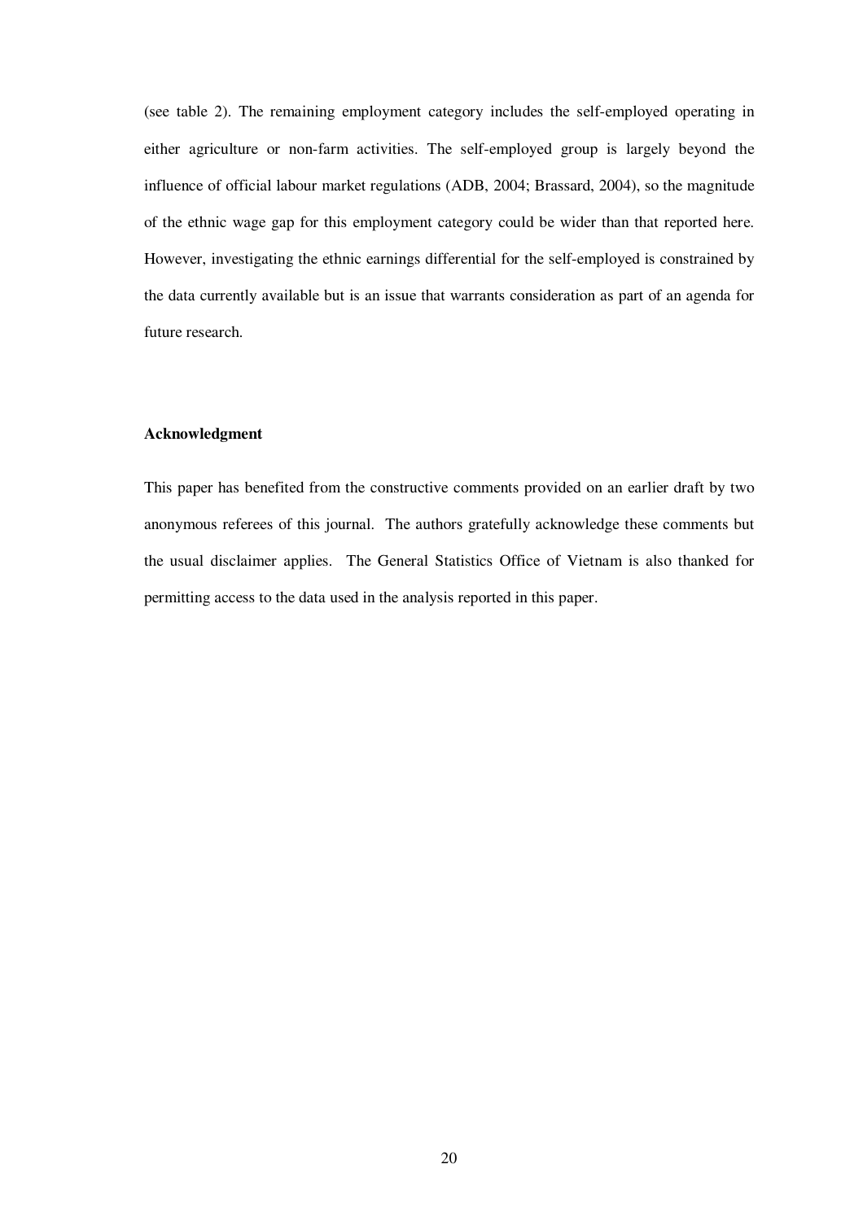(see table 2). The remaining employment category includes the self-employed operating in either agriculture or non-farm activities. The self-employed group is largely beyond the influence of official labour market regulations (ADB, 2004; Brassard, 2004), so the magnitude of the ethnic wage gap for this employment category could be wider than that reported here. However, investigating the ethnic earnings differential for the self-employed is constrained by the data currently available but is an issue that warrants consideration as part of an agenda for future research.

**Acknowledgment**

This paper has benefited from the constructive comments provided on an earlier draft by two anonymous referees of this journal. The authors gratefully acknowledge these comments but the usual disclaimer applies. The General Statistics Office of Vietnam is also thanked for permitting access to the data used in the analysis reported in this paper.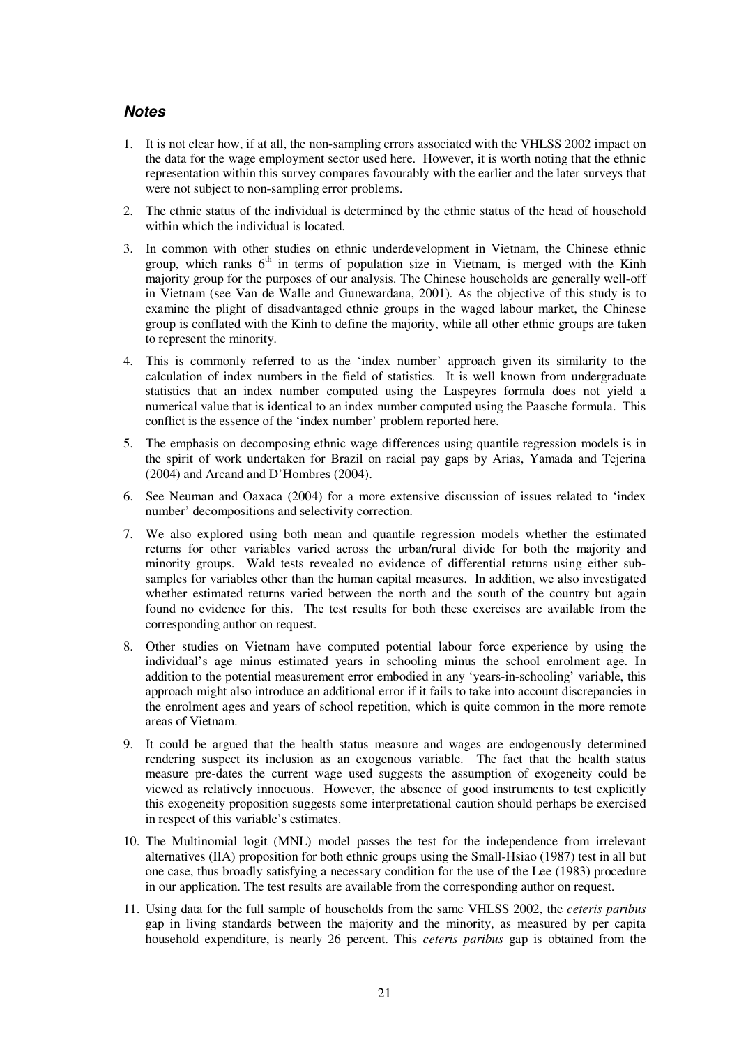### *Notes*

1. It is not clear how, if at all, the non-sampling errors associated with the VHLSS 2002 impact on the data for the wage employment sector used here. However, it is worth noting that the ethnic representation within this survey compares favourably with the earlier and the later surveys that were not subject to non-sampling error problems.

2. The ethnic status of the individual is determined by the ethnic status of the head of household within which the individual is located.

3. In common with other studies on ethnic underdevelopment in Vietnam, the Chinese ethnic group, which ranks 6th in terms of population size in Vietnam, is merged with the Kinh majority group for the purposes of our analysis. The Chinese households are generally well-off in Vietnam (see Van de Walle and Gunewardana, 2001). As the objective of this study is to examine the plight of disadvantaged ethnic groups in the waged labour market, the Chinese group is conflated with the Kinh to define the majority, while all other ethnic groups are taken to represent the minority.

4. This is commonly referred to as the 'index number' approach given its similarity to the calculation of index numbers in the field of statistics. It is well known from undergraduate statistics that an index number computed using the Laspeyres formula does not yield a numerical value that is identical to an index number computed using the Paasche formula. This conflict is the essence of the 'index number' problem reported here.

5. The emphasis on decomposing ethnic wage differences using quantile regression models is in the spirit of work undertaken for Brazil on racial pay gaps by Arias, Yamada and Tejerina (2004) and Arcand and D'Hombres (2004).

6. See Neuman and Oaxaca (2004) for a more extensive discussion of issues related to 'index number' decompositions and selectivity correction.

7. We also explored using both mean and quantile regression models whether the estimated returns for other variables varied across the urban/rural divide for both the majority and minority groups. Wald tests revealed no evidence of differential returns using either sub-samples for variables other than the human capital measures. In addition, we also investigated whether estimated returns varied between the north and the south of the country but again found no evidence for this. The test results for both these exercises are available from the corresponding author on request.

8. Other studies on Vietnam have computed potential labour force experience by using the individual's age minus estimated years in schooling minus the school enrolment age. In addition to the potential measurement error embodied in any 'years-in-schooling' variable, this approach might also introduce an additional error if it fails to take into account discrepancies in the enrolment ages and years of school repetition, which is quite common in the more remote areas of Vietnam.

9. It could be argued that the health status measure and wages are endogenously determined rendering suspect its inclusion as an exogenous variable. The fact that the health status measure pre-dates the current wage used suggests the assumption of exogeneity could be viewed as relatively innocuous. However, the absence of good instruments to test explicitly this exogeneity proposition suggests some interpretational caution should perhaps be exercised in respect of this variable's estimates.

10. The Multinomial logit (MNL) model passes the test for the independence from irrelevant alternatives (IIA) proposition for both ethnic groups using the Small-Hsiao (1987) test in all but one case, thus broadly satisfying a necessary condition for the use of the Lee (1983) procedure in our application. The test results are available from the corresponding author on request.

11. Using data for the full sample of households from the same VHLSS 2002, the *ceteris paribus* gap in living standards between the majority and the minority, as measured by per capita household expenditure, is nearly 26 percent. This *ceteris paribus* gap is obtained from the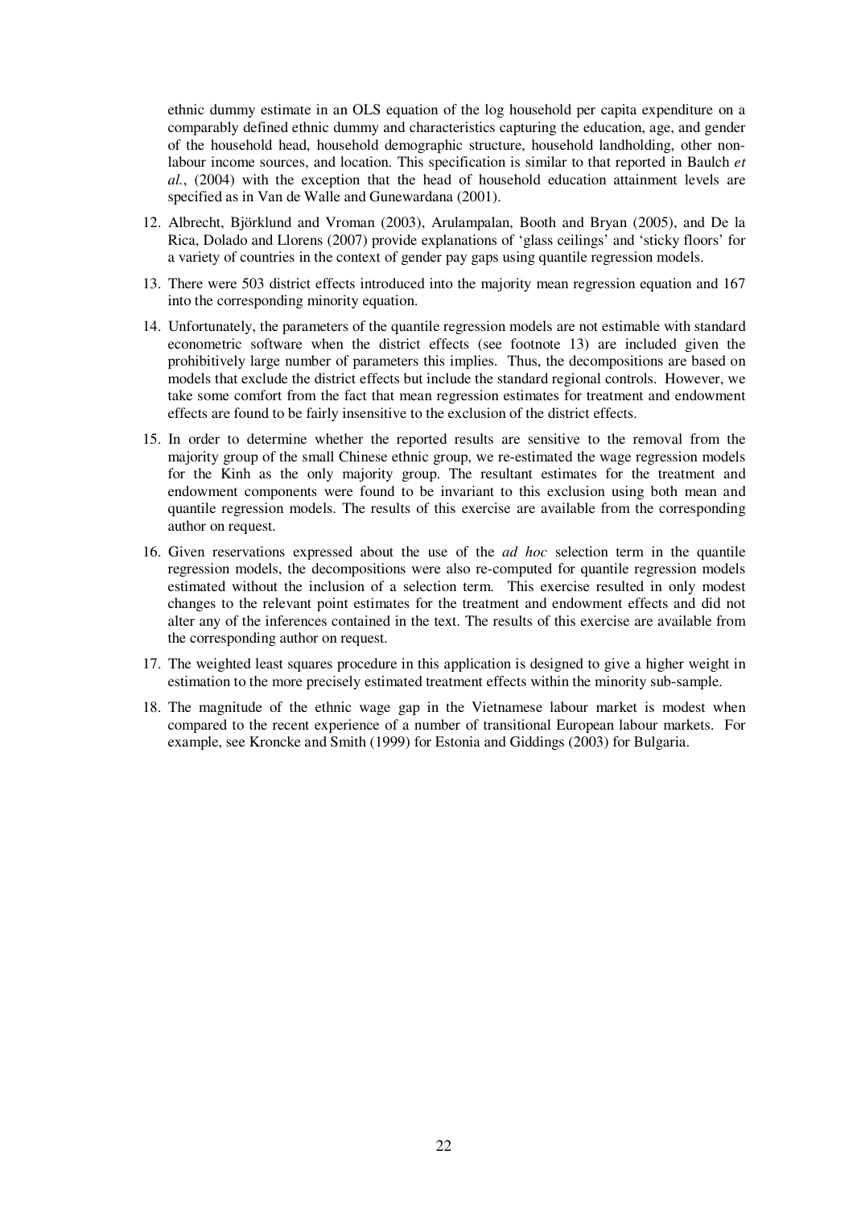ethnic dummy estimate in an OLS equation of the log household per capita expenditure on a comparably defined ethnic dummy and characteristics capturing the education, age, and gender of the household head, household demographic structure, household landholding, other non-labour income sources, and location. This specification is similar to that reported in Baulch *et al.*, (2004) with the exception that the head of household education attainment levels are specified as in Van de Walle and Gunewardana (2001).

12. Albrecht, Björklund and Vroman (2003), Arulampalan, Booth and Bryan (2005), and De la Rica, Dolado and Llorens (2007) provide explanations of 'glass ceilings' and 'sticky floors' for a variety of countries in the context of gender pay gaps using quantile regression models.
13. There were 503 district effects introduced into the majority mean regression equation and 167 into the corresponding minority equation.
14. Unfortunately, the parameters of the quantile regression models are not estimable with standard econometric software when the district effects (see footnote 13) are included given the prohibitively large number of parameters this implies. Thus, the decompositions are based on models that exclude the district effects but include the standard regional controls. However, we take some comfort from the fact that mean regression estimates for treatment and endowment effects are found to be fairly insensitive to the exclusion of the district effects.
15. In order to determine whether the reported results are sensitive to the removal from the majority group of the small Chinese ethnic group, we re-estimated the wage regression models for the Kinh as the only majority group. The resultant estimates for the treatment and endowment components were found to be invariant to this exclusion using both mean and quantile regression models. The results of this exercise are available from the corresponding author on request.
16. Given reservations expressed about the use of the *ad hoc* selection term in the quantile regression models, the decompositions were also re-computed for quantile regression models estimated without the inclusion of a selection term. This exercise resulted in only modest changes to the relevant point estimates for the treatment and endowment effects and did not alter any of the inferences contained in the text. The results of this exercise are available from the corresponding author on request.
17. The weighted least squares procedure in this application is designed to give a higher weight in estimation to the more precisely estimated treatment effects within the minority sub-sample.
18. The magnitude of the ethnic wage gap in the Vietnamese labour market is modest when compared to the recent experience of a number of transitional European labour markets. For example, see Kroncke and Smith (1999) for Estonia and Giddings (2003) for Bulgaria.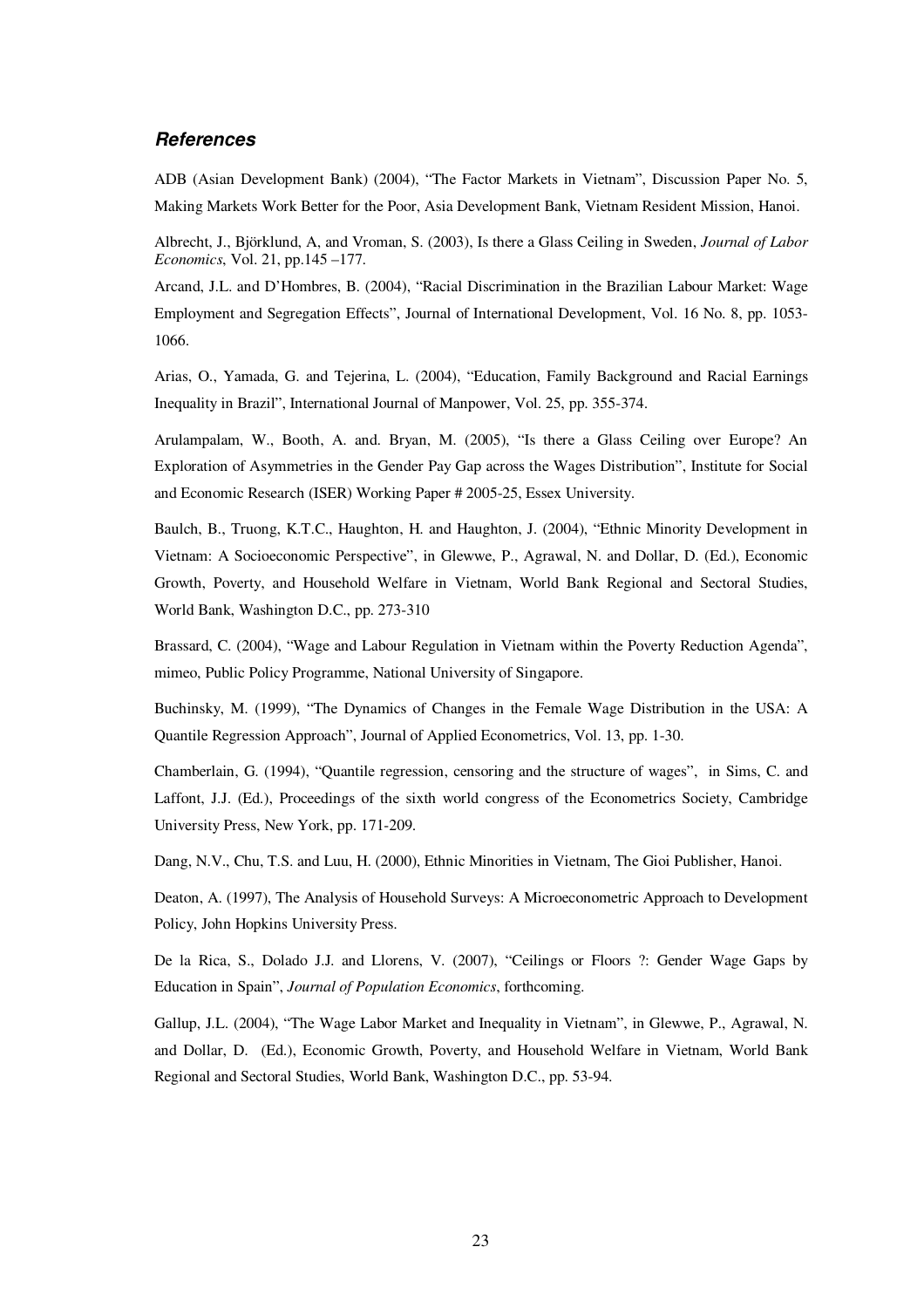### *References*

ADB (Asian Development Bank) (2004), "The Factor Markets in Vietnam", Discussion Paper No. 5, Making Markets Work Better for the Poor, Asia Development Bank, Vietnam Resident Mission, Hanoi.

Albrecht, J., Björklund, A, and Vroman, S. (2003), Is there a Glass Ceiling in Sweden, *Journal of Labor Economics*, Vol. 21, pp.145 –177.

Arcand, J.L. and D'Hombres, B. (2004), "Racial Discrimination in the Brazilian Labour Market: Wage Employment and Segregation Effects", Journal of International Development, Vol. 16 No. 8, pp. 1053-1066.

Arias, O., Yamada, G. and Tejerina, L. (2004), "Education, Family Background and Racial Earnings Inequality in Brazil", International Journal of Manpower, Vol. 25, pp. 355-374.

Arulampalam, W., Booth, A. and. Bryan, M. (2005), "Is there a Glass Ceiling over Europe? An Exploration of Asymmetries in the Gender Pay Gap across the Wages Distribution", Institute for Social and Economic Research (ISER) Working Paper # 2005-25, Essex University.

Baulch, B., Truong, K.T.C., Haughton, H. and Haughton, J. (2004), "Ethnic Minority Development in Vietnam: A Socioeconomic Perspective", in Glewwe, P., Agrawal, N. and Dollar, D. (Ed.), Economic Growth, Poverty, and Household Welfare in Vietnam, World Bank Regional and Sectoral Studies, World Bank, Washington D.C., pp. 273-310

Brassard, C. (2004), "Wage and Labour Regulation in Vietnam within the Poverty Reduction Agenda", mimeo, Public Policy Programme, National University of Singapore.

Buchinsky, M. (1999), "The Dynamics of Changes in the Female Wage Distribution in the USA: A Quantile Regression Approach", Journal of Applied Econometrics, Vol. 13, pp. 1-30.

Chamberlain, G. (1994), "Quantile regression, censoring and the structure of wages", in Sims, C. and Laffont, J.J. (Ed.), Proceedings of the sixth world congress of the Econometrics Society, Cambridge University Press, New York, pp. 171-209.

Dang, N.V., Chu, T.S. and Luu, H. (2000), Ethnic Minorities in Vietnam, The Gioi Publisher, Hanoi.

Deaton, A. (1997), The Analysis of Household Surveys: A Microeconometric Approach to Development Policy, John Hopkins University Press.

De la Rica, S., Dolado J.J. and Llorens, V. (2007), "Ceilings or Floors ?: Gender Wage Gaps by Education in Spain", *Journal of Population Economics*, forthcoming.

Gallup, J.L. (2004), "The Wage Labor Market and Inequality in Vietnam", in Glewwe, P., Agrawal, N. and Dollar, D. (Ed.), Economic Growth, Poverty, and Household Welfare in Vietnam, World Bank Regional and Sectoral Studies, World Bank, Washington D.C., pp. 53-94.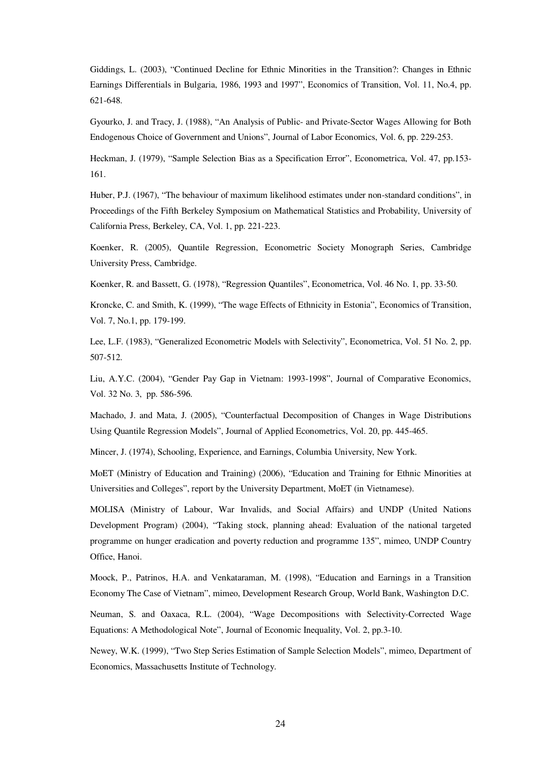Giddings, L. (2003), "Continued Decline for Ethnic Minorities in the Transition?: Changes in Ethnic Earnings Differentials in Bulgaria, 1986, 1993 and 1997", Economics of Transition, Vol. 11, No.4, pp. 621-648.

Gyourko, J. and Tracy, J. (1988), "An Analysis of Public- and Private-Sector Wages Allowing for Both Endogenous Choice of Government and Unions", Journal of Labor Economics, Vol. 6, pp. 229-253.

Heckman, J. (1979), "Sample Selection Bias as a Specification Error", Econometrica, Vol. 47, pp.153-161.

Huber, P.J. (1967), "The behaviour of maximum likelihood estimates under non-standard conditions", in Proceedings of the Fifth Berkeley Symposium on Mathematical Statistics and Probability, University of California Press, Berkeley, CA, Vol. 1, pp. 221-223.

Koenker, R. (2005), Quantile Regression, Econometric Society Monograph Series, Cambridge University Press, Cambridge.

Koenker, R. and Bassett, G. (1978), "Regression Quantiles", Econometrica, Vol. 46 No. 1, pp. 33-50.

Kroncke, C. and Smith, K. (1999), "The wage Effects of Ethnicity in Estonia", Economics of Transition, Vol. 7, No.1, pp. 179-199.

Lee, L.F. (1983), "Generalized Econometric Models with Selectivity", Econometrica, Vol. 51 No. 2, pp. 507-512.

Liu, A.Y.C. (2004), "Gender Pay Gap in Vietnam: 1993-1998", Journal of Comparative Economics, Vol. 32 No. 3, pp. 586-596.

Machado, J. and Mata, J. (2005), "Counterfactual Decomposition of Changes in Wage Distributions Using Quantile Regression Models", Journal of Applied Econometrics, Vol. 20, pp. 445-465.

Mincer, J. (1974), Schooling, Experience, and Earnings, Columbia University, New York.

MoET (Ministry of Education and Training) (2006), "Education and Training for Ethnic Minorities at Universities and Colleges", report by the University Department, MoET (in Vietnamese).

MOLISA (Ministry of Labour, War Invalids, and Social Affairs) and UNDP (United Nations Development Program) (2004), "Taking stock, planning ahead: Evaluation of the national targeted programme on hunger eradication and poverty reduction and programme 135", mimeo, UNDP Country Office, Hanoi.

Moock, P., Patrinos, H.A. and Venkataraman, M. (1998), "Education and Earnings in a Transition Economy The Case of Vietnam", mimeo, Development Research Group, World Bank, Washington D.C.

Neuman, S. and Oaxaca, R.L. (2004), "Wage Decompositions with Selectivity-Corrected Wage Equations: A Methodological Note", Journal of Economic Inequality, Vol. 2, pp.3-10.

Newey, W.K. (1999), "Two Step Series Estimation of Sample Selection Models", mimeo, Department of Economics, Massachusetts Institute of Technology.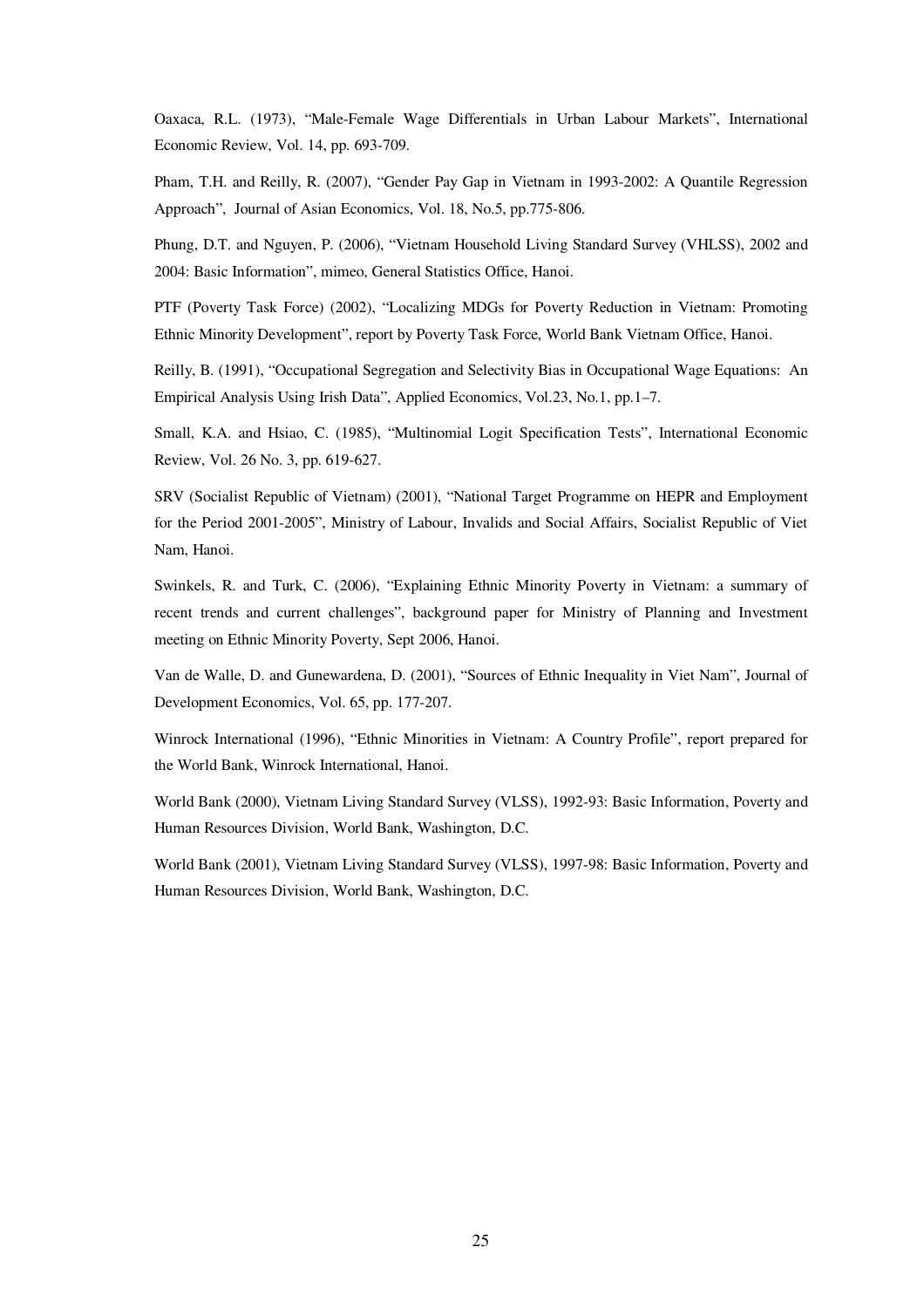Oaxaca, R.L. (1973), "Male-Female Wage Differentials in Urban Labour Markets", International Economic Review, Vol. 14, pp. 693-709.

Pham, T.H. and Reilly, R. (2007), "Gender Pay Gap in Vietnam in 1993-2002: A Quantile Regression Approach", Journal of Asian Economics, Vol. 18, No.5, pp.775-806.

Phung, D.T. and Nguyen, P. (2006), "Vietnam Household Living Standard Survey (VHLSS), 2002 and 2004: Basic Information", mimeo, General Statistics Office, Hanoi.

PTF (Poverty Task Force) (2002), "Localizing MDGs for Poverty Reduction in Vietnam: Promoting Ethnic Minority Development", report by Poverty Task Force, World Bank Vietnam Office, Hanoi.

Reilly, B. (1991), "Occupational Segregation and Selectivity Bias in Occupational Wage Equations: An Empirical Analysis Using Irish Data", Applied Economics, Vol.23, No.1, pp.1–7.

Small, K.A. and Hsiao, C. (1985), "Multinomial Logit Specification Tests", International Economic Review, Vol. 26 No. 3, pp. 619-627.

SRV (Socialist Republic of Vietnam) (2001), "National Target Programme on HEPR and Employment for the Period 2001-2005", Ministry of Labour, Invalids and Social Affairs, Socialist Republic of Viet Nam, Hanoi.

Swinkels, R. and Turk, C. (2006), "Explaining Ethnic Minority Poverty in Vietnam: a summary of recent trends and current challenges", background paper for Ministry of Planning and Investment meeting on Ethnic Minority Poverty, Sept 2006, Hanoi.

Van de Walle, D. and Gunewardena, D. (2001), "Sources of Ethnic Inequality in Viet Nam", Journal of Development Economics, Vol. 65, pp. 177-207.

Winrock International (1996), "Ethnic Minorities in Vietnam: A Country Profile", report prepared for the World Bank, Winrock International, Hanoi.

World Bank (2000), Vietnam Living Standard Survey (VLSS), 1992-93: Basic Information, Poverty and Human Resources Division, World Bank, Washington, D.C.

World Bank (2001), Vietnam Living Standard Survey (VLSS), 1997-98: Basic Information, Poverty and Human Resources Division, World Bank, Washington, D.C.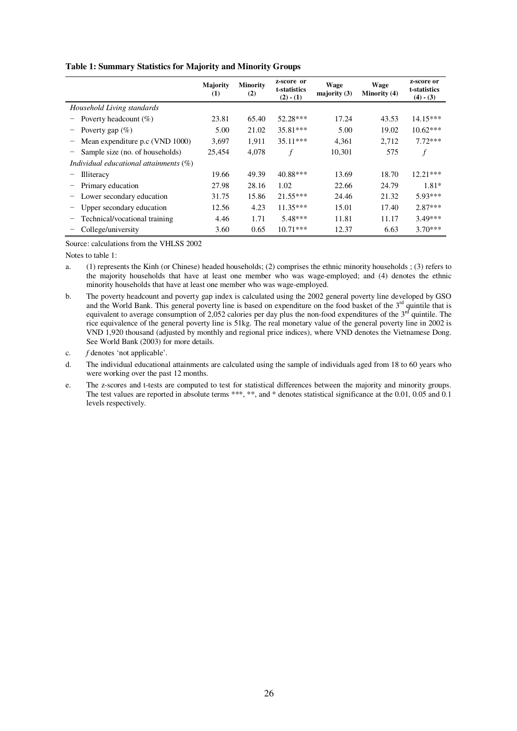**Table 1: Summary Statistics for Majority and Minority Groups**

| | Majority (1) | Minority (2) | z-score or t-statistics (2) - (1) | Wage majority (3) | Wage Minority (4) | z-score or t-statistics (4) - (3) |
|---|---|---|---|---|---|---|
| *Household Living standards* | | | | | | |
| − Poverty headcount (%) | 23.81 | 65.40 | 52.28*** | 17.24 | 43.53 | 14.15*** |
| − Poverty gap (%) | 5.00 | 21.02 | 35.81*** | 5.00 | 19.02 | 10.62*** |
| − Mean expenditure p.c (VND 1000) | 3,697 | 1,911 | 35.11*** | 4,361 | 2,712 | 7.72*** |
| − Sample size (no. of households) | 25,454 | 4,078 | *f* | 10,301 | 575 | *f* |
| *Individual educational attainments (%)* | | | | | | |
| − Illiteracy | 19.66 | 49.39 | 40.88*** | 13.69 | 18.70 | 12.21*** |
| − Primary education | 27.98 | 28.16 | 1.02 | 22.66 | 24.79 | 1.81* |
| − Lower secondary education | 31.75 | 15.86 | 21.55*** | 24.46 | 21.32 | 5.93*** |
| − Upper secondary education | 12.56 | 4.23 | 11.35*** | 15.01 | 17.40 | 2.87*** |
| − Technical/vocational training | 4.46 | 1.71 | 5.48*** | 11.81 | 11.17 | 3.49*** |
| − College/university | 3.60 | 0.65 | 10.71*** | 12.37 | 6.63 | 3.70*** |

Source: calculations from the VHLSS 2002

Notes to table 1:

a. (1) represents the Kinh (or Chinese) headed households; (2) comprises the ethnic minority households ; (3) refers to the majority households that have at least one member who was wage-employed; and (4) denotes the ethnic minority households that have at least one member who was wage-employed.

b. The poverty headcount and poverty gap index is calculated using the 2002 general poverty line developed by GSO and the World Bank. This general poverty line is based on expenditure on the food basket of the 3rd quintile that is equivalent to average consumption of 2,052 calories per day plus the non-food expenditures of the 3rd quintile. The rice equivalence of the general poverty line is 51kg. The real monetary value of the general poverty line in 2002 is VND 1,920 thousand (adjusted by monthly and regional price indices), where VND denotes the Vietnamese Dong. See World Bank (2003) for more details.

c. *f* denotes 'not applicable'.

d. The individual educational attainments are calculated using the sample of individuals aged from 18 to 60 years who were working over the past 12 months.

e. The z-scores and t-tests are computed to test for statistical differences between the majority and minority groups. The test values are reported in absolute terms ***, **, and * denotes statistical significance at the 0.01, 0.05 and 0.1 levels respectively.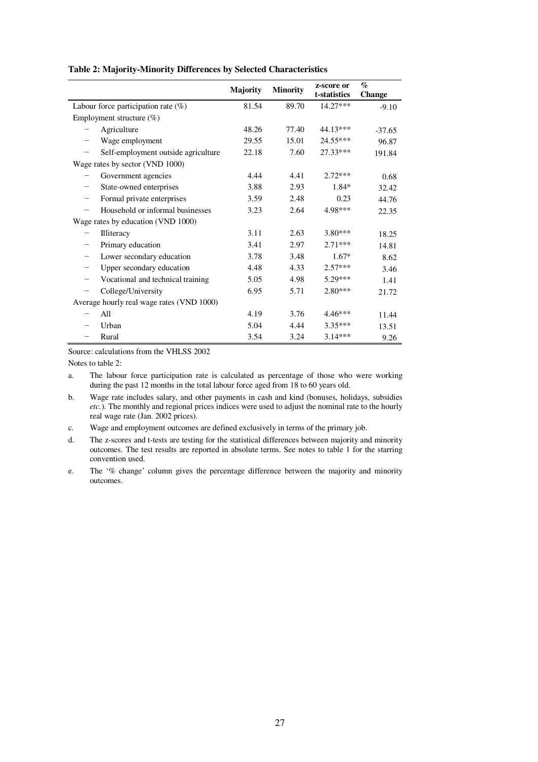**Table 2: Majority-Minority Differences by Selected Characteristics**

| | Majority | Minority | z-score or t-statistics | % Change |
|---|---|---|---|---|
| Labour force participation rate (%) | 81.54 | 89.70 | 14.27*** | -9.10 |
| Employment structure (%) | | | | |
| − Agriculture | 48.26 | 77.40 | 44.13*** | -37.65 |
| − Wage employment | 29.55 | 15.01 | 24.55*** | 96.87 |
| − Self-employment outside agriculture | 22.18 | 7.60 | 27.33*** | 191.84 |
| Wage rates by sector (VND 1000) | | | | |
| − Government agencies | 4.44 | 4.41 | 2.72*** | 0.68 |
| − State-owned enterprises | 3.88 | 2.93 | 1.84* | 32.42 |
| − Formal private enterprises | 3.59 | 2.48 | 0.23 | 44.76 |
| − Household or informal businesses | 3.23 | 2.64 | 4.98*** | 22.35 |
| Wage rates by education (VND 1000) | | | | |
| − Illiteracy | 3.11 | 2.63 | 3.80*** | 18.25 |
| − Primary education | 3.41 | 2.97 | 2.71*** | 14.81 |
| − Lower secondary education | 3.78 | 3.48 | 1.67* | 8.62 |
| − Upper secondary education | 4.48 | 4.33 | 2.57*** | 3.46 |
| − Vocational and technical training | 5.05 | 4.98 | 5.29*** | 1.41 |
| − College/University | 6.95 | 5.71 | 2.80*** | 21.72 |
| Average hourly real wage rates (VND 1000) | | | | |
| − All | 4.19 | 3.76 | 4.46*** | 11.44 |
| − Urban | 5.04 | 4.44 | 3.35*** | 13.51 |
| − Rural | 3.54 | 3.24 | 3.14*** | 9.26 |

Source: calculations from the VHLSS 2002

Notes to table 2:

a. The labour force participation rate is calculated as percentage of those who were working during the past 12 months in the total labour force aged from 18 to 60 years old.

b. Wage rate includes salary, and other payments in cash and kind (bonuses, holidays, subsidies *etc.*). The monthly and regional prices indices were used to adjust the nominal rate to the hourly real wage rate (Jan. 2002 prices).

c. Wage and employment outcomes are defined exclusively in terms of the primary job.

d. The z-scores and t-tests are testing for the statistical differences between majority and minority outcomes. The test results are reported in absolute terms. See notes to table 1 for the starring convention used.

e. The '% change' column gives the percentage difference between the majority and minority outcomes.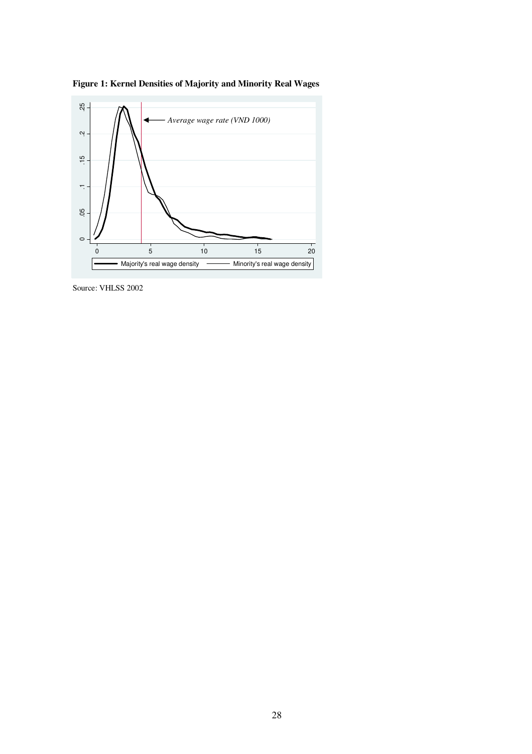**Figure 1: Kernel Densities of Majority and Minority Real Wages**

Source: VHLSS 2002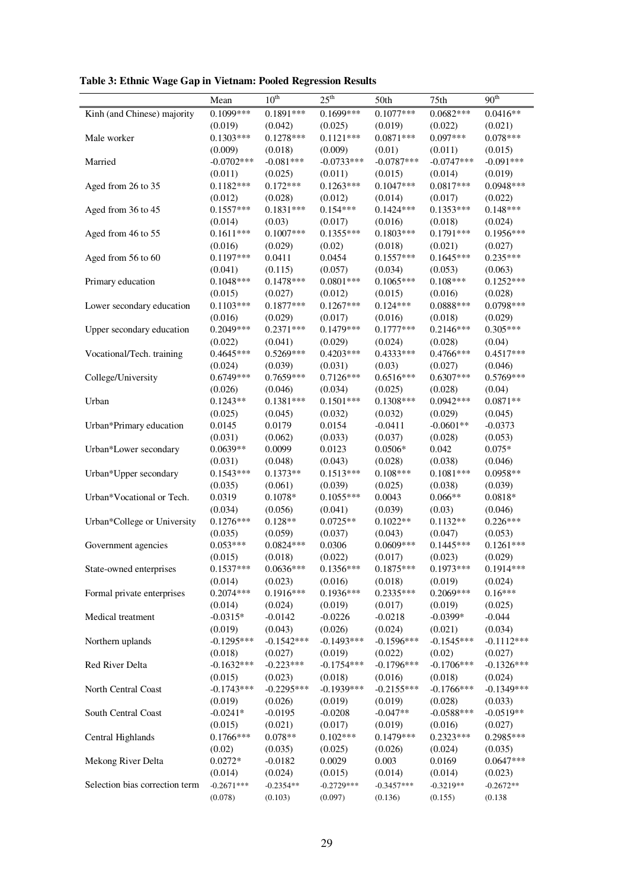**Table 3: Ethnic Wage Gap in Vietnam: Pooled Regression Results**

| | Mean | 10th | 25th | 50th | 75th | 90th |
|---|---|---|---|---|---|---|
| Kinh (and Chinese) majority | 0.1099*** | 0.1891*** | 0.1699*** | 0.1077*** | 0.0682*** | 0.0416** |
| | (0.019) | (0.042) | (0.025) | (0.019) | (0.022) | (0.021) |
| Male worker | 0.1303*** | 0.1278*** | 0.1121*** | 0.0871*** | 0.097*** | 0.078*** |
| | (0.009) | (0.018) | (0.009) | (0.01) | (0.011) | (0.015) |
| Married | -0.0702*** | -0.081*** | -0.0733*** | -0.0787*** | -0.0747*** | -0.091*** |
| | (0.011) | (0.025) | (0.011) | (0.015) | (0.014) | (0.019) |
| Aged from 26 to 35 | 0.1182*** | 0.172*** | 0.1263*** | 0.1047*** | 0.0817*** | 0.0948*** |
| | (0.012) | (0.028) | (0.012) | (0.014) | (0.017) | (0.022) |
| Aged from 36 to 45 | 0.1557*** | 0.1831*** | 0.154*** | 0.1424*** | 0.1353*** | 0.148*** |
| | (0.014) | (0.03) | (0.017) | (0.016) | (0.018) | (0.024) |
| Aged from 46 to 55 | 0.1611*** | 0.1007*** | 0.1355*** | 0.1803*** | 0.1791*** | 0.1956*** |
| | (0.016) | (0.029) | (0.02) | (0.018) | (0.021) | (0.027) |
| Aged from 56 to 60 | 0.1197*** | 0.0411 | 0.0454 | 0.1557*** | 0.1645*** | 0.235*** |
| | (0.041) | (0.115) | (0.057) | (0.034) | (0.053) | (0.063) |
| Primary education | 0.1048*** | 0.1478*** | 0.0801*** | 0.1065*** | 0.108*** | 0.1252*** |
| | (0.015) | (0.027) | (0.012) | (0.015) | (0.016) | (0.028) |
| Lower secondary education | 0.1103*** | 0.1877*** | 0.1267*** | 0.124*** | 0.0888*** | 0.0798*** |
| | (0.016) | (0.029) | (0.017) | (0.016) | (0.018) | (0.029) |
| Upper secondary education | 0.2049*** | 0.2371*** | 0.1479*** | 0.1777*** | 0.2146*** | 0.305*** |
| | (0.022) | (0.041) | (0.029) | (0.024) | (0.028) | (0.04) |
| Vocational/Tech. training | 0.4645*** | 0.5269*** | 0.4203*** | 0.4333*** | 0.4766*** | 0.4517*** |
| | (0.024) | (0.039) | (0.031) | (0.03) | (0.027) | (0.046) |
| College/University | 0.6749*** | 0.7659*** | 0.7126*** | 0.6516*** | 0.6307*** | 0.5769*** |
| | (0.026) | (0.046) | (0.034) | (0.025) | (0.028) | (0.04) |
| Urban | 0.1243** | 0.1381*** | 0.1501*** | 0.1308*** | 0.0942*** | 0.0871** |
| | (0.025) | (0.045) | (0.032) | (0.032) | (0.029) | (0.045) |
| Urban*Primary education | 0.0145 | 0.0179 | 0.0154 | -0.0411 | -0.0601** | -0.0373 |
| | (0.031) | (0.062) | (0.033) | (0.037) | (0.028) | (0.053) |
| Urban*Lower secondary | 0.0639** | 0.0099 | 0.0123 | 0.0506* | 0.042 | 0.075* |
| | (0.031) | (0.048) | (0.043) | (0.028) | (0.038) | (0.046) |
| Urban*Upper secondary | 0.1543*** | 0.1373** | 0.1513*** | 0.108*** | 0.1081*** | 0.0958** |
| | (0.035) | (0.061) | (0.039) | (0.025) | (0.038) | (0.039) |
| Urban*Vocational or Tech. | 0.0319 | 0.1078* | 0.1055*** | 0.0043 | 0.066** | 0.0818* |
| | (0.034) | (0.056) | (0.041) | (0.039) | (0.03) | (0.046) |
| Urban*College or University | 0.1276*** | 0.128** | 0.0725** | 0.1022** | 0.1132** | 0.226*** |
| | (0.035) | (0.059) | (0.037) | (0.043) | (0.047) | (0.053) |
| Government agencies | 0.053*** | 0.0824*** | 0.0306 | 0.0609*** | 0.1445*** | 0.1261*** |
| | (0.015) | (0.018) | (0.022) | (0.017) | (0.023) | (0.029) |
| State-owned enterprises | 0.1537*** | 0.0636*** | 0.1356*** | 0.1875*** | 0.1973*** | 0.1914*** |
| | (0.014) | (0.023) | (0.016) | (0.018) | (0.019) | (0.024) |
| Formal private enterprises | 0.2074*** | 0.1916*** | 0.1936*** | 0.2335*** | 0.2069*** | 0.16*** |
| | (0.014) | (0.024) | (0.019) | (0.017) | (0.019) | (0.025) |
| Medical treatment | -0.0315* | -0.0142 | -0.0226 | -0.0218 | -0.0399* | -0.044 |
| | (0.019) | (0.043) | (0.026) | (0.024) | (0.021) | (0.034) |
| Northern uplands | -0.1295*** | -0.1542*** | -0.1493*** | -0.1596*** | -0.1545*** | -0.1112*** |
| | (0.018) | (0.027) | (0.019) | (0.022) | (0.02) | (0.027) |
| Red River Delta | -0.1632*** | -0.223*** | -0.1754*** | -0.1796*** | -0.1706*** | -0.1326*** |
| | (0.015) | (0.023) | (0.018) | (0.016) | (0.018) | (0.024) |
| North Central Coast | -0.1743*** | -0.2295*** | -0.1939*** | -0.2155*** | -0.1766*** | -0.1349*** |
| | (0.019) | (0.026) | (0.019) | (0.019) | (0.028) | (0.033) |
| South Central Coast | -0.0241* | -0.0195 | -0.0208 | -0.047** | -0.0588*** | -0.0519** |
| | (0.015) | (0.021) | (0.017) | (0.019) | (0.016) | (0.027) |
| Central Highlands | 0.1766*** | 0.078** | 0.102*** | 0.1479*** | 0.2323*** | 0.2985*** |
| | (0.02) | (0.035) | (0.025) | (0.026) | (0.024) | (0.035) |
| Mekong River Delta | 0.0272* | -0.0182 | 0.0029 | 0.003 | 0.0169 | 0.0647*** |
| | (0.014) | (0.024) | (0.015) | (0.014) | (0.014) | (0.023) |
| Selection bias correction term | -0.2671*** | -0.2354** | -0.2729*** | -0.3457*** | -0.3219** | -0.2672** |
| | (0.078) | (0.103) | (0.097) | (0.136) | (0.155) | (0.138 |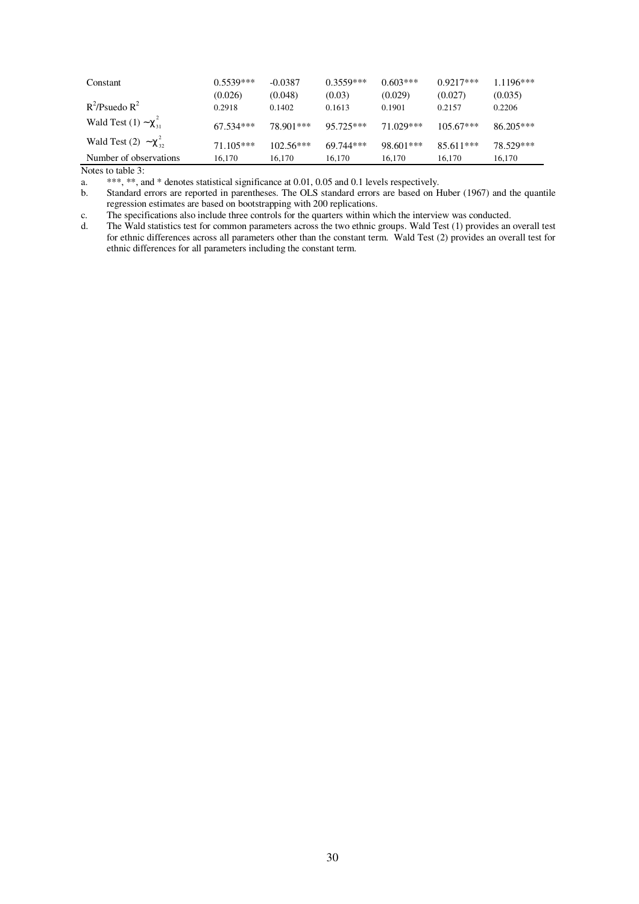| | | | | | | |
|---|---|---|---|---|---|---|
| Constant | 0.5539*** | -0.0387 | 0.3559*** | 0.603*** | 0.9217*** | 1.1196*** |
| | (0.026) | (0.048) | (0.03) | (0.029) | (0.027) | (0.035) |
| $R^2$/Psuedo $R^2$ | 0.2918 | 0.1402 | 0.1613 | 0.1901 | 0.2157 | 0.2206 |
| Wald Test (1) $\sim\chi^2_{31}$ | 67.534*** | 78.901*** | 95.725*** | 71.029*** | 105.67*** | 86.205*** |
| Wald Test (2) $\sim\chi^2_{32}$ | 71.105*** | 102.56*** | 69.744*** | 98.601*** | 85.611*** | 78.529*** |
| Number of observations | 16,170 | 16,170 | 16,170 | 16,170 | 16,170 | 16,170 |

Notes to table 3:

a. ***, **, and * denotes statistical significance at 0.01, 0.05 and 0.1 levels respectively.

b. Standard errors are reported in parentheses. The OLS standard errors are based on Huber (1967) and the quantile regression estimates are based on bootstrapping with 200 replications.

c. The specifications also include three controls for the quarters within which the interview was conducted.

d. The Wald statistics test for common parameters across the two ethnic groups. Wald Test (1) provides an overall test for ethnic differences across all parameters other than the constant term. Wald Test (2) provides an overall test for ethnic differences for all parameters including the constant term.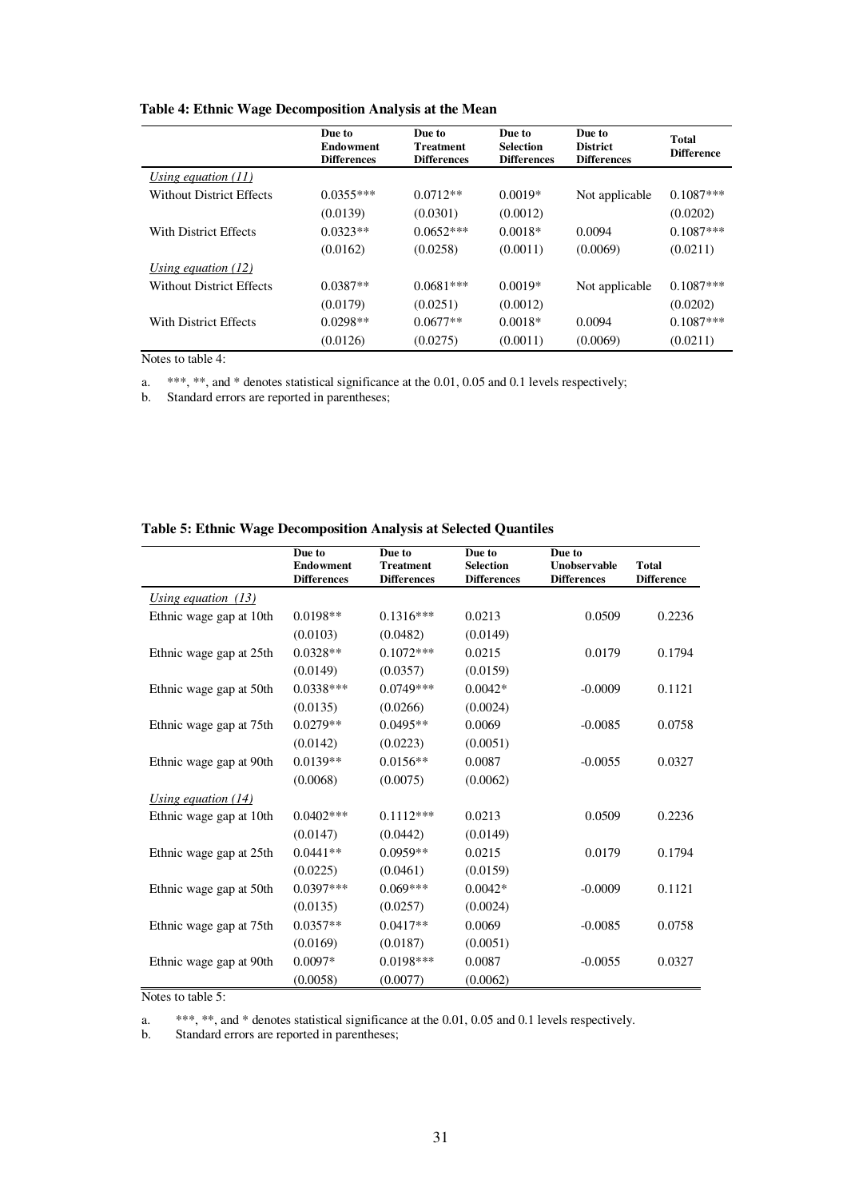**Table 4: Ethnic Wage Decomposition Analysis at the Mean**

| | Due to Endowment Differences | Due to Treatment Differences | Due to Selection Differences | Due to District Differences | Total Difference |
|---|---|---|---|---|---|
| *Using equation (11)* | | | | | |
| Without District Effects | 0.0355*** | 0.0712** | 0.0019* | Not applicable | 0.1087*** |
| | (0.0139) | (0.0301) | (0.0012) | | (0.0202) |
| With District Effects | 0.0323** | 0.0652*** | 0.0018* | 0.0094 | 0.1087*** |
| | (0.0162) | (0.0258) | (0.0011) | (0.0069) | (0.0211) |
| *Using equation (12)* | | | | | |
| Without District Effects | 0.0387** | 0.0681*** | 0.0019* | Not applicable | 0.1087*** |
| | (0.0179) | (0.0251) | (0.0012) | | (0.0202) |
| With District Effects | 0.0298** | 0.0677** | 0.0018* | 0.0094 | 0.1087*** |
| | (0.0126) | (0.0275) | (0.0011) | (0.0069) | (0.0211) |

Notes to table 4:

a. ***, **, and * denotes statistical significance at the 0.01, 0.05 and 0.1 levels respectively;
b. Standard errors are reported in parentheses;

**Table 5: Ethnic Wage Decomposition Analysis at Selected Quantiles**

| | Due to Endowment Differences | Due to Treatment Differences | Due to Selection Differences | Due to Unobservable Differences | Total Difference |
|---|---|---|---|---|---|
| *Using equation (13)* | | | | | |
| Ethnic wage gap at 10th | 0.0198** | 0.1316*** | 0.0213 | 0.0509 | 0.2236 |
| | (0.0103) | (0.0482) | (0.0149) | | |
| Ethnic wage gap at 25th | 0.0328** | 0.1072*** | 0.0215 | 0.0179 | 0.1794 |
| | (0.0149) | (0.0357) | (0.0159) | | |
| Ethnic wage gap at 50th | 0.0338*** | 0.0749*** | 0.0042* | -0.0009 | 0.1121 |
| | (0.0135) | (0.0266) | (0.0024) | | |
| Ethnic wage gap at 75th | 0.0279** | 0.0495** | 0.0069 | -0.0085 | 0.0758 |
| | (0.0142) | (0.0223) | (0.0051) | | |
| Ethnic wage gap at 90th | 0.0139** | 0.0156** | 0.0087 | -0.0055 | 0.0327 |
| | (0.0068) | (0.0075) | (0.0062) | | |
| *Using equation (14)* | | | | | |
| Ethnic wage gap at 10th | 0.0402*** | 0.1112*** | 0.0213 | 0.0509 | 0.2236 |
| | (0.0147) | (0.0442) | (0.0149) | | |
| Ethnic wage gap at 25th | 0.0441** | 0.0959** | 0.0215 | 0.0179 | 0.1794 |
| | (0.0225) | (0.0461) | (0.0159) | | |
| Ethnic wage gap at 50th | 0.0397*** | 0.069*** | 0.0042* | -0.0009 | 0.1121 |
| | (0.0135) | (0.0257) | (0.0024) | | |
| Ethnic wage gap at 75th | 0.0357** | 0.0417** | 0.0069 | -0.0085 | 0.0758 |
| | (0.0169) | (0.0187) | (0.0051) | | |
| Ethnic wage gap at 90th | 0.0097* | 0.0198*** | 0.0087 | -0.0055 | 0.0327 |
| | (0.0058) | (0.0077) | (0.0062) | | |

Notes to table 5:

a. ***, **, and * denotes statistical significance at the 0.01, 0.05 and 0.1 levels respectively.
b. Standard errors are reported in parentheses;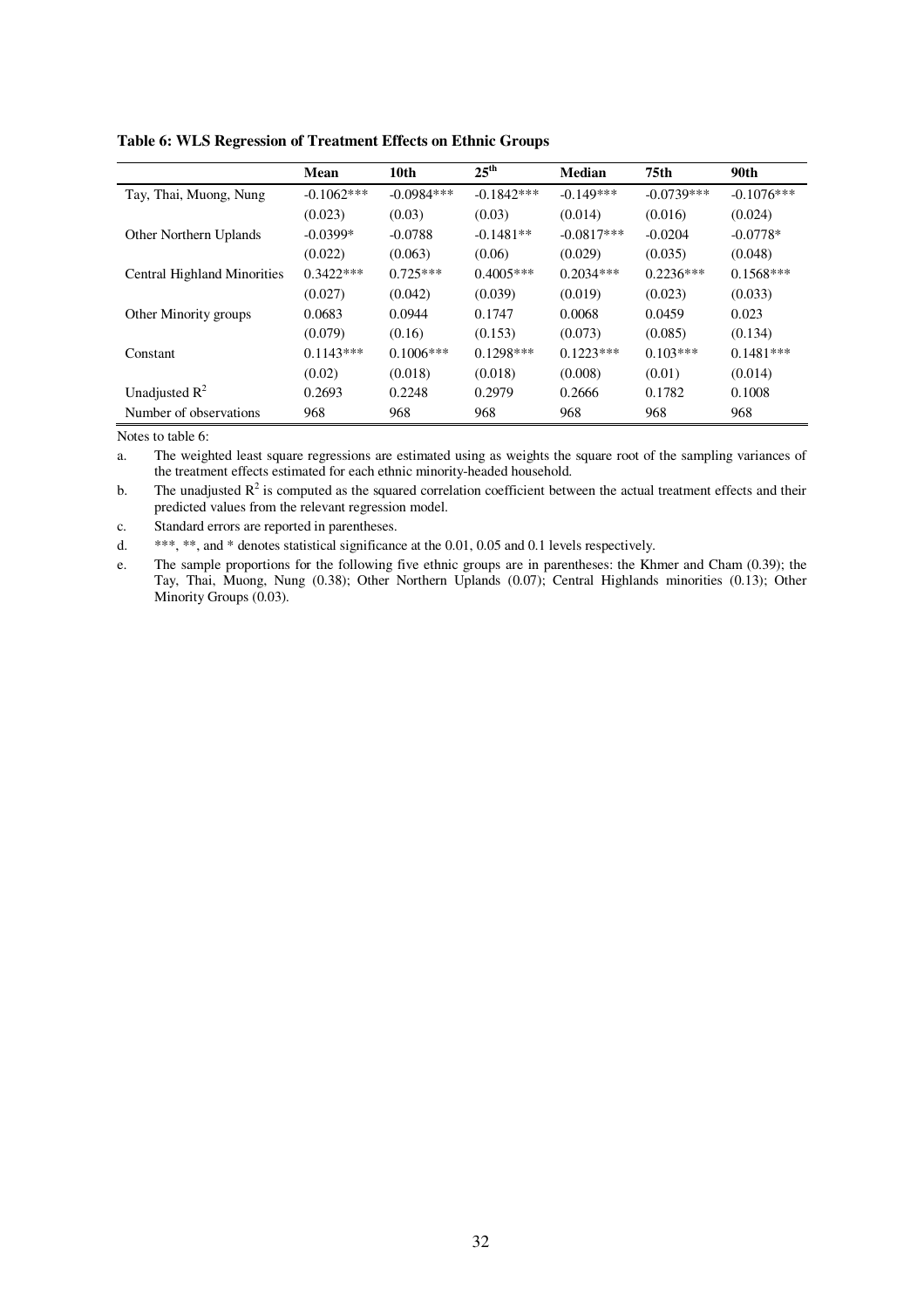**Table 6: WLS Regression of Treatment Effects on Ethnic Groups**

| | Mean | 10th | 25th | Median | 75th | 90th |
|---|---|---|---|---|---|---|
| Tay, Thai, Muong, Nung | -0.1062*** | -0.0984*** | -0.1842*** | -0.149*** | -0.0739*** | -0.1076*** |
| | (0.023) | (0.03) | (0.03) | (0.014) | (0.016) | (0.024) |
| Other Northern Uplands | -0.0399* | -0.0788 | -0.1481** | -0.0817*** | -0.0204 | -0.0778* |
| | (0.022) | (0.063) | (0.06) | (0.029) | (0.035) | (0.048) |
| Central Highland Minorities | 0.3422*** | 0.725*** | 0.4005*** | 0.2034*** | 0.2236*** | 0.1568*** |
| | (0.027) | (0.042) | (0.039) | (0.019) | (0.023) | (0.033) |
| Other Minority groups | 0.0683 | 0.0944 | 0.1747 | 0.0068 | 0.0459 | 0.023 |
| | (0.079) | (0.16) | (0.153) | (0.073) | (0.085) | (0.134) |
| Constant | 0.1143*** | 0.1006*** | 0.1298*** | 0.1223*** | 0.103*** | 0.1481*** |
| | (0.02) | (0.018) | (0.018) | (0.008) | (0.01) | (0.014) |
| Unadjusted $R^2$ | 0.2693 | 0.2248 | 0.2979 | 0.2666 | 0.1782 | 0.1008 |
| Number of observations | 968 | 968 | 968 | 968 | 968 | 968 |

Notes to table 6:

a. The weighted least square regressions are estimated using as weights the square root of the sampling variances of the treatment effects estimated for each ethnic minority-headed household.

b. The unadjusted $R^2$ is computed as the squared correlation coefficient between the actual treatment effects and their predicted values from the relevant regression model.

c. Standard errors are reported in parentheses.

d. ***, **, and * denotes statistical significance at the 0.01, 0.05 and 0.1 levels respectively.

e. The sample proportions for the following five ethnic groups are in parentheses: the Khmer and Cham (0.39); the Tay, Thai, Muong, Nung (0.38); Other Northern Uplands (0.07); Central Highlands minorities (0.13); Other Minority Groups (0.03).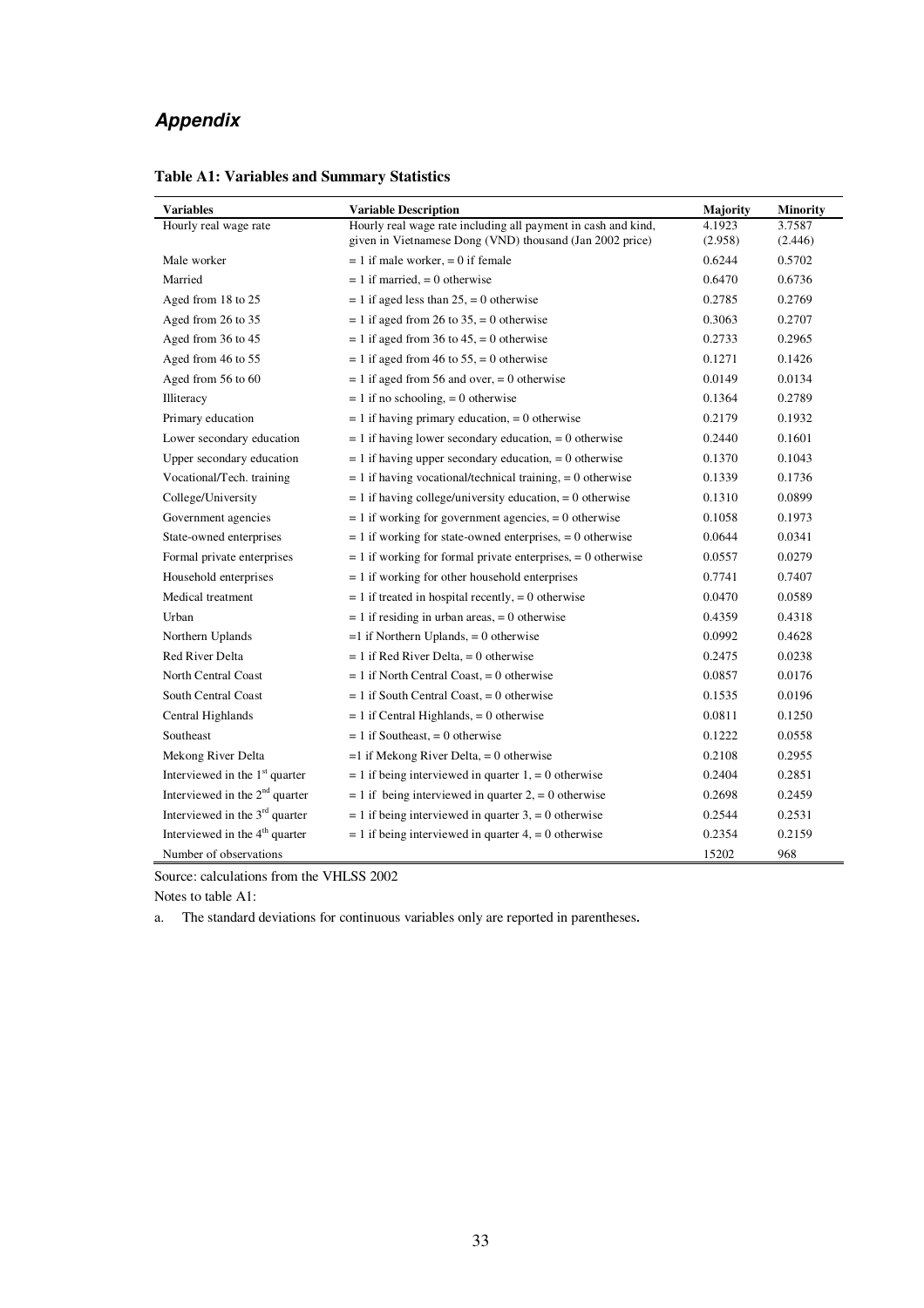## *Appendix*

**Table A1: Variables and Summary Statistics**

| Variables | Variable Description | Majority | Minority |
|---|---|---|---|
| Hourly real wage rate | Hourly real wage rate including all payment in cash and kind, given in Vietnamese Dong (VND) thousand (Jan 2002 price) | 4.1923 (2.958) | 3.7587 (2.446) |
| Male worker | = 1 if male worker, = 0 if female | 0.6244 | 0.5702 |
| Married | = 1 if married, = 0 otherwise | 0.6470 | 0.6736 |
| Aged from 18 to 25 | = 1 if aged less than 25, = 0 otherwise | 0.2785 | 0.2769 |
| Aged from 26 to 35 | = 1 if aged from 26 to 35, = 0 otherwise | 0.3063 | 0.2707 |
| Aged from 36 to 45 | = 1 if aged from 36 to 45, = 0 otherwise | 0.2733 | 0.2965 |
| Aged from 46 to 55 | = 1 if aged from 46 to 55, = 0 otherwise | 0.1271 | 0.1426 |
| Aged from 56 to 60 | = 1 if aged from 56 and over, = 0 otherwise | 0.0149 | 0.0134 |
| Illiteracy | = 1 if no schooling, = 0 otherwise | 0.1364 | 0.2789 |
| Primary education | = 1 if having primary education, = 0 otherwise | 0.2179 | 0.1932 |
| Lower secondary education | = 1 if having lower secondary education, = 0 otherwise | 0.2440 | 0.1601 |
| Upper secondary education | = 1 if having upper secondary education, = 0 otherwise | 0.1370 | 0.1043 |
| Vocational/Tech. training | = 1 if having vocational/technical training, = 0 otherwise | 0.1339 | 0.1736 |
| College/University | = 1 if having college/university education, = 0 otherwise | 0.1310 | 0.0899 |
| Government agencies | = 1 if working for government agencies, = 0 otherwise | 0.1058 | 0.1973 |
| State-owned enterprises | = 1 if working for state-owned enterprises, = 0 otherwise | 0.0644 | 0.0341 |
| Formal private enterprises | = 1 if working for formal private enterprises, = 0 otherwise | 0.0557 | 0.0279 |
| Household enterprises | = 1 if working for other household enterprises | 0.7741 | 0.7407 |
| Medical treatment | = 1 if treated in hospital recently, = 0 otherwise | 0.0470 | 0.0589 |
| Urban | = 1 if residing in urban areas, = 0 otherwise | 0.4359 | 0.4318 |
| Northern Uplands | =1 if Northern Uplands, = 0 otherwise | 0.0992 | 0.4628 |
| Red River Delta | = 1 if Red River Delta, = 0 otherwise | 0.2475 | 0.0238 |
| North Central Coast | = 1 if North Central Coast, = 0 otherwise | 0.0857 | 0.0176 |
| South Central Coast | = 1 if South Central Coast, = 0 otherwise | 0.1535 | 0.0196 |
| Central Highlands | = 1 if Central Highlands, = 0 otherwise | 0.0811 | 0.1250 |
| Southeast | = 1 if Southeast, = 0 otherwise | 0.1222 | 0.0558 |
| Mekong River Delta | =1 if Mekong River Delta, = 0 otherwise | 0.2108 | 0.2955 |
| Interviewed in the 1st quarter | = 1 if being interviewed in quarter 1, = 0 otherwise | 0.2404 | 0.2851 |
| Interviewed in the 2nd quarter | = 1 if being interviewed in quarter 2, = 0 otherwise | 0.2698 | 0.2459 |
| Interviewed in the 3rd quarter | = 1 if being interviewed in quarter 3, = 0 otherwise | 0.2544 | 0.2531 |
| Interviewed in the 4th quarter | = 1 if being interviewed in quarter 4, = 0 otherwise | 0.2354 | 0.2159 |
| Number of observations | | 15202 | 968 |

Source: calculations from the VHLSS 2002

Notes to table A1:

a. The standard deviations for continuous variables only are reported in parentheses.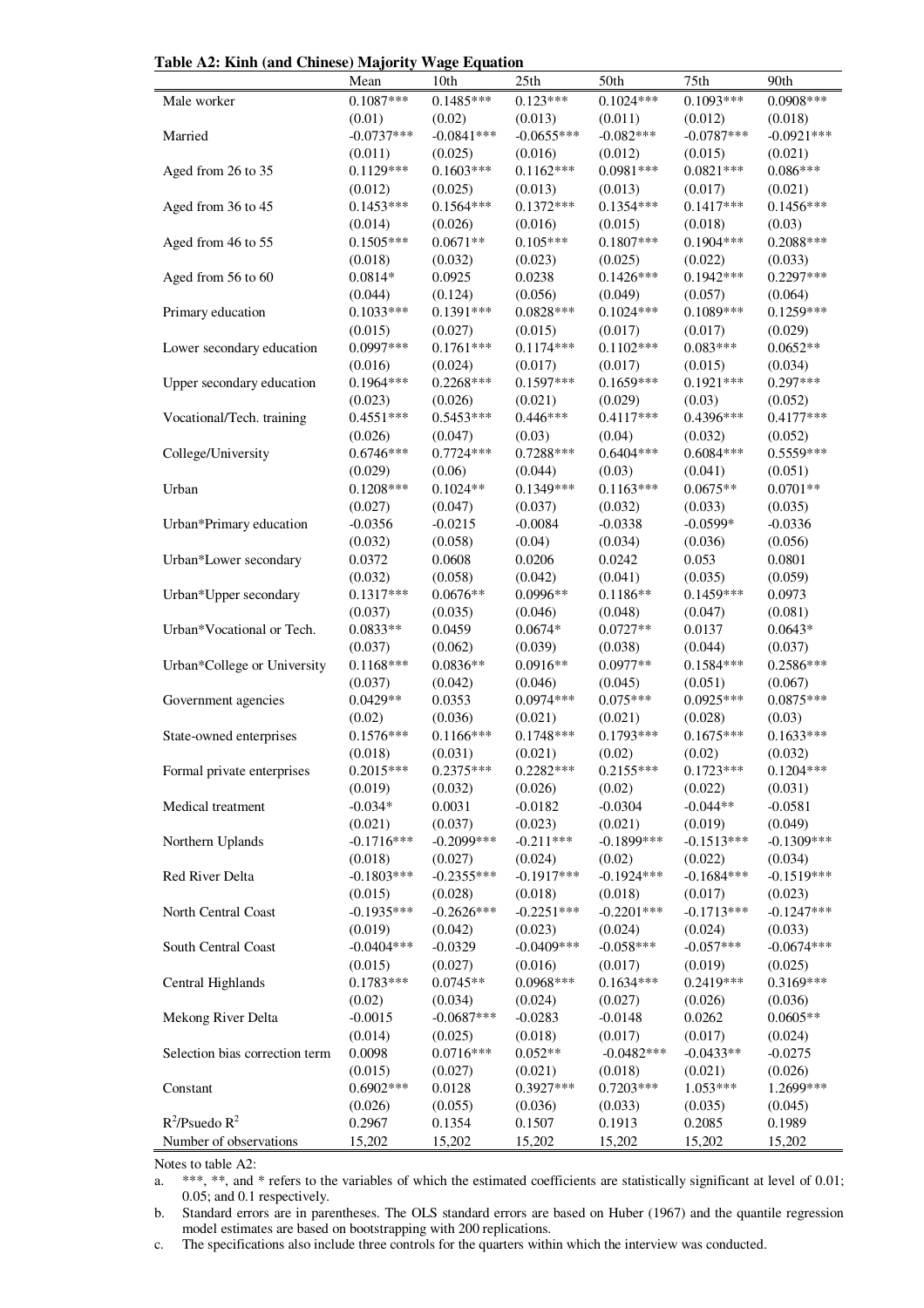**Table A2: Kinh (and Chinese) Majority Wage Equation**

| | Mean | 10th | 25th | 50th | 75th | 90th |
|---|---|---|---|---|---|---|
| Male worker | 0.1087*** | 0.1485*** | 0.123*** | 0.1024*** | 0.1093*** | 0.0908*** |
| | (0.01) | (0.02) | (0.013) | (0.011) | (0.012) | (0.018) |
| Married | -0.0737*** | -0.0841*** | -0.0655*** | -0.082*** | -0.0787*** | -0.0921*** |
| | (0.011) | (0.025) | (0.016) | (0.012) | (0.015) | (0.021) |
| Aged from 26 to 35 | 0.1129*** | 0.1603*** | 0.1162*** | 0.0981*** | 0.0821*** | 0.086*** |
| | (0.012) | (0.025) | (0.013) | (0.013) | (0.017) | (0.021) |
| Aged from 36 to 45 | 0.1453*** | 0.1564*** | 0.1372*** | 0.1354*** | 0.1417*** | 0.1456*** |
| | (0.014) | (0.026) | (0.016) | (0.015) | (0.018) | (0.03) |
| Aged from 46 to 55 | 0.1505*** | 0.0671** | 0.105*** | 0.1807*** | 0.1904*** | 0.2088*** |
| | (0.018) | (0.032) | (0.023) | (0.025) | (0.022) | (0.033) |
| Aged from 56 to 60 | 0.0814* | 0.0925 | 0.0238 | 0.1426*** | 0.1942*** | 0.2297*** |
| | (0.044) | (0.124) | (0.056) | (0.049) | (0.057) | (0.064) |
| Primary education | 0.1033*** | 0.1391*** | 0.0828*** | 0.1024*** | 0.1089*** | 0.1259*** |
| | (0.015) | (0.027) | (0.015) | (0.017) | (0.017) | (0.029) |
| Lower secondary education | 0.0997*** | 0.1761*** | 0.1174*** | 0.1102*** | 0.083*** | 0.0652** |
| | (0.016) | (0.024) | (0.017) | (0.017) | (0.015) | (0.034) |
| Upper secondary education | 0.1964*** | 0.2268*** | 0.1597*** | 0.1659*** | 0.1921*** | 0.297*** |
| | (0.023) | (0.026) | (0.021) | (0.029) | (0.03) | (0.052) |
| Vocational/Tech. training | 0.4551*** | 0.5453*** | 0.446*** | 0.4117*** | 0.4396*** | 0.4177*** |
| | (0.026) | (0.047) | (0.03) | (0.04) | (0.032) | (0.052) |
| College/University | 0.6746*** | 0.7724*** | 0.7288*** | 0.6404*** | 0.6084*** | 0.5559*** |
| | (0.029) | (0.06) | (0.044) | (0.03) | (0.041) | (0.051) |
| Urban | 0.1208*** | 0.1024** | 0.1349*** | 0.1163*** | 0.0675** | 0.0701** |
| | (0.027) | (0.047) | (0.037) | (0.032) | (0.033) | (0.035) |
| Urban*Primary education | -0.0356 | -0.0215 | -0.0084 | -0.0338 | -0.0599* | -0.0336 |
| | (0.032) | (0.058) | (0.04) | (0.034) | (0.036) | (0.056) |
| Urban*Lower secondary | 0.0372 | 0.0608 | 0.0206 | 0.0242 | 0.053 | 0.0801 |
| | (0.032) | (0.058) | (0.042) | (0.041) | (0.035) | (0.059) |
| Urban*Upper secondary | 0.1317*** | 0.0676** | 0.0996** | 0.1186** | 0.1459*** | 0.0973 |
| | (0.037) | (0.035) | (0.046) | (0.048) | (0.047) | (0.081) |
| Urban*Vocational or Tech. | 0.0833** | 0.0459 | 0.0674* | 0.0727** | 0.0137 | 0.0643* |
| | (0.037) | (0.062) | (0.039) | (0.038) | (0.044) | (0.037) |
| Urban*College or University | 0.1168*** | 0.0836** | 0.0916** | 0.0977** | 0.1584*** | 0.2586*** |
| | (0.037) | (0.042) | (0.046) | (0.045) | (0.051) | (0.067) |
| Government agencies | 0.0429** | 0.0353 | 0.0974*** | 0.075*** | 0.0925*** | 0.0875*** |
| | (0.02) | (0.036) | (0.021) | (0.021) | (0.028) | (0.03) |
| State-owned enterprises | 0.1576*** | 0.1166*** | 0.1748*** | 0.1793*** | 0.1675*** | 0.1633*** |
| | (0.018) | (0.031) | (0.021) | (0.02) | (0.02) | (0.032) |
| Formal private enterprises | 0.2015*** | 0.2375*** | 0.2282*** | 0.2155*** | 0.1723*** | 0.1204*** |
| | (0.019) | (0.032) | (0.026) | (0.02) | (0.022) | (0.031) |
| Medical treatment | -0.034* | 0.0031 | -0.0182 | -0.0304 | -0.044** | -0.0581 |
| | (0.021) | (0.037) | (0.023) | (0.021) | (0.019) | (0.049) |
| Northern Uplands | -0.1716*** | -0.2099*** | -0.211*** | -0.1899*** | -0.1513*** | -0.1309*** |
| | (0.018) | (0.027) | (0.024) | (0.02) | (0.022) | (0.034) |
| Red River Delta | -0.1803*** | -0.2355*** | -0.1917*** | -0.1924*** | -0.1684*** | -0.1519*** |
| | (0.015) | (0.028) | (0.018) | (0.018) | (0.017) | (0.023) |
| North Central Coast | -0.1935*** | -0.2626*** | -0.2251*** | -0.2201*** | -0.1713*** | -0.1247*** |
| | (0.019) | (0.042) | (0.023) | (0.024) | (0.024) | (0.033) |
| South Central Coast | -0.0404*** | -0.0329 | -0.0409*** | -0.058*** | -0.057*** | -0.0674*** |
| | (0.015) | (0.027) | (0.016) | (0.017) | (0.019) | (0.025) |
| Central Highlands | 0.1783*** | 0.0745** | 0.0968*** | 0.1634*** | 0.2419*** | 0.3169*** |
| | (0.02) | (0.034) | (0.024) | (0.027) | (0.026) | (0.036) |
| Mekong River Delta | -0.0015 | -0.0687*** | -0.0283 | -0.0148 | 0.0262 | 0.0605** |
| | (0.014) | (0.025) | (0.018) | (0.017) | (0.017) | (0.024) |
| Selection bias correction term | 0.0098 | 0.0716*** | 0.052** | -0.0482*** | -0.0433** | -0.0275 |
| | (0.015) | (0.027) | (0.021) | (0.018) | (0.021) | (0.026) |
| Constant | 0.6902*** | 0.0128 | 0.3927*** | 0.7203*** | 1.053*** | 1.2699*** |
| | (0.026) | (0.055) | (0.036) | (0.033) | (0.035) | (0.045) |
| $R^2$/Psuedo $R^2$ | 0.2967 | 0.1354 | 0.1507 | 0.1913 | 0.2085 | 0.1989 |
| Number of observations | 15,202 | 15,202 | 15,202 | 15,202 | 15,202 | 15,202 |

Notes to table A2:

a. ***, **, and * refers to the variables of which the estimated coefficients are statistically significant at level of 0.01; 0.05; and 0.1 respectively.

b. Standard errors are in parentheses. The OLS standard errors are based on Huber (1967) and the quantile regression model estimates are based on bootstrapping with 200 replications.

c. The specifications also include three controls for the quarters within which the interview was conducted.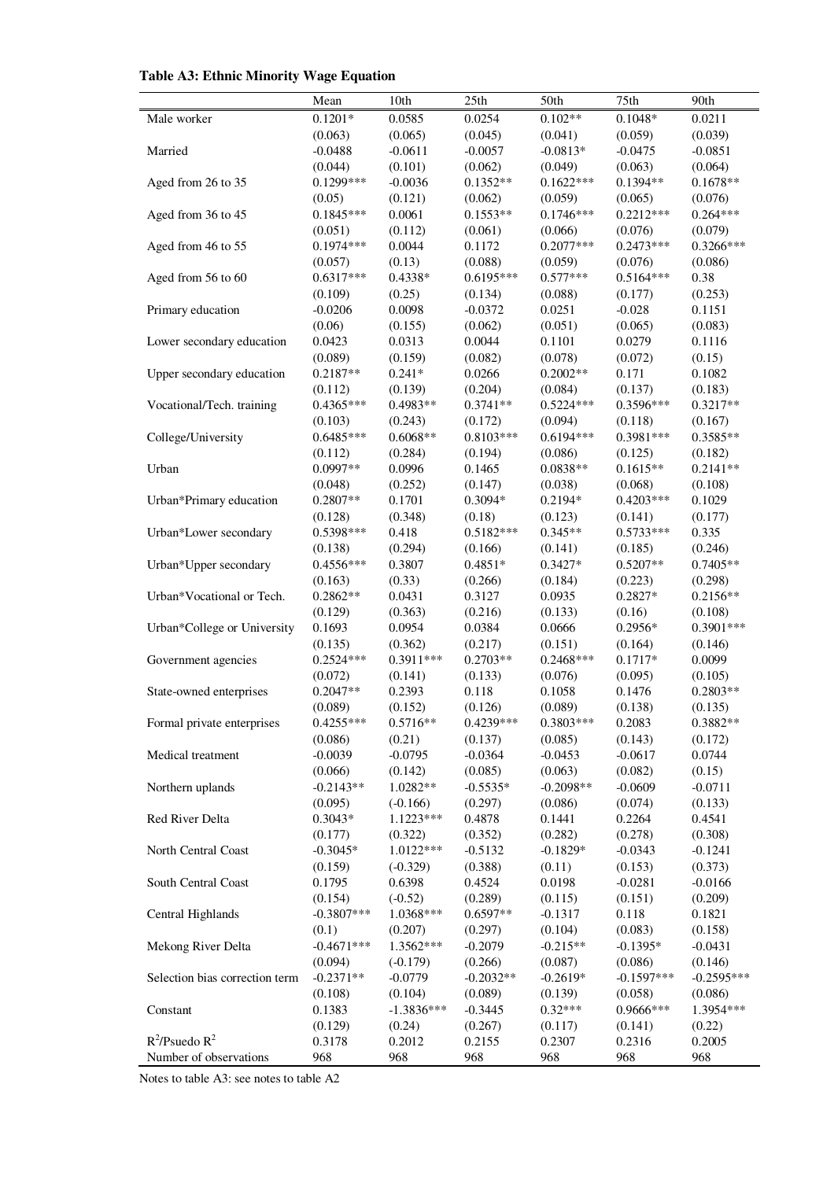**Table A3: Ethnic Minority Wage Equation**

| | Mean | 10th | 25th | 50th | 75th | 90th |
|---|---|---|---|---|---|---|
| Male worker | 0.1201* | 0.0585 | 0.0254 | 0.102** | 0.1048* | 0.0211 |
| | (0.063) | (0.065) | (0.045) | (0.041) | (0.059) | (0.039) |
| Married | -0.0488 | -0.0611 | -0.0057 | -0.0813* | -0.0475 | -0.0851 |
| | (0.044) | (0.101) | (0.062) | (0.049) | (0.063) | (0.064) |
| Aged from 26 to 35 | 0.1299*** | -0.0036 | 0.1352** | 0.1622*** | 0.1394** | 0.1678** |
| | (0.05) | (0.121) | (0.062) | (0.059) | (0.065) | (0.076) |
| Aged from 36 to 45 | 0.1845*** | 0.0061 | 0.1553** | 0.1746*** | 0.2212*** | 0.264*** |
| | (0.051) | (0.112) | (0.061) | (0.066) | (0.076) | (0.079) |
| Aged from 46 to 55 | 0.1974*** | 0.0044 | 0.1172 | 0.2077*** | 0.2473*** | 0.3266*** |
| | (0.057) | (0.13) | (0.088) | (0.059) | (0.076) | (0.086) |
| Aged from 56 to 60 | 0.6317*** | 0.4338* | 0.6195*** | 0.577*** | 0.5164*** | 0.38 |
| | (0.109) | (0.25) | (0.134) | (0.088) | (0.177) | (0.253) |
| Primary education | -0.0206 | 0.0098 | -0.0372 | 0.0251 | -0.028 | 0.1151 |
| | (0.06) | (0.155) | (0.062) | (0.051) | (0.065) | (0.083) |
| Lower secondary education | 0.0423 | 0.0313 | 0.0044 | 0.1101 | 0.0279 | 0.1116 |
| | (0.089) | (0.159) | (0.082) | (0.078) | (0.072) | (0.15) |
| Upper secondary education | 0.2187** | 0.241* | 0.0266 | 0.2002** | 0.171 | 0.1082 |
| | (0.112) | (0.139) | (0.204) | (0.084) | (0.137) | (0.183) |
| Vocational/Tech. training | 0.4365*** | 0.4983** | 0.3741** | 0.5224*** | 0.3596*** | 0.3217** |
| | (0.103) | (0.243) | (0.172) | (0.094) | (0.118) | (0.167) |
| College/University | 0.6485*** | 0.6068** | 0.8103*** | 0.6194*** | 0.3981*** | 0.3585** |
| | (0.112) | (0.284) | (0.194) | (0.086) | (0.125) | (0.182) |
| Urban | 0.0997** | 0.0996 | 0.1465 | 0.0838** | 0.1615** | 0.2141** |
| | (0.048) | (0.252) | (0.147) | (0.038) | (0.068) | (0.108) |
| Urban*Primary education | 0.2807** | 0.1701 | 0.3094* | 0.2194* | 0.4203*** | 0.1029 |
| | (0.128) | (0.348) | (0.18) | (0.123) | (0.141) | (0.177) |
| Urban*Lower secondary | 0.5398*** | 0.418 | 0.5182*** | 0.345** | 0.5733*** | 0.335 |
| | (0.138) | (0.294) | (0.166) | (0.141) | (0.185) | (0.246) |
| Urban*Upper secondary | 0.4556*** | 0.3807 | 0.4851* | 0.3427* | 0.5207** | 0.7405** |
| | (0.163) | (0.33) | (0.266) | (0.184) | (0.223) | (0.298) |
| Urban*Vocational or Tech. | 0.2862** | 0.0431 | 0.3127 | 0.0935 | 0.2827* | 0.2156** |
| | (0.129) | (0.363) | (0.216) | (0.133) | (0.16) | (0.108) |
| Urban*College or University | 0.1693 | 0.0954 | 0.0384 | 0.0666 | 0.2956* | 0.3901*** |
| | (0.135) | (0.362) | (0.217) | (0.151) | (0.164) | (0.146) |
| Government agencies | 0.2524*** | 0.3911*** | 0.2703** | 0.2468*** | 0.1717* | 0.0099 |
| | (0.072) | (0.141) | (0.133) | (0.076) | (0.095) | (0.105) |
| State-owned enterprises | 0.2047** | 0.2393 | 0.118 | 0.1058 | 0.1476 | 0.2803** |
| | (0.089) | (0.152) | (0.126) | (0.089) | (0.138) | (0.135) |
| Formal private enterprises | 0.4255*** | 0.5716** | 0.4239*** | 0.3803*** | 0.2083 | 0.3882** |
| | (0.086) | (0.21) | (0.137) | (0.085) | (0.143) | (0.172) |
| Medical treatment | -0.0039 | -0.0795 | -0.0364 | -0.0453 | -0.0617 | 0.0744 |
| | (0.066) | (0.142) | (0.085) | (0.063) | (0.082) | (0.15) |
| Northern uplands | -0.2143** | 1.0282** | -0.5535* | -0.2098** | -0.0609 | -0.0711 |
| | (0.095) | (-0.166) | (0.297) | (0.086) | (0.074) | (0.133) |
| Red River Delta | 0.3043* | 1.1223*** | 0.4878 | 0.1441 | 0.2264 | 0.4541 |
| | (0.177) | (0.322) | (0.352) | (0.282) | (0.278) | (0.308) |
| North Central Coast | -0.3045* | 1.0122*** | -0.5132 | -0.1829* | -0.0343 | -0.1241 |
| | (0.159) | (-0.329) | (0.388) | (0.11) | (0.153) | (0.373) |
| South Central Coast | 0.1795 | 0.6398 | 0.4524 | 0.0198 | -0.0281 | -0.0166 |
| | (0.154) | (-0.52) | (0.289) | (0.115) | (0.151) | (0.209) |
| Central Highlands | -0.3807*** | 1.0368*** | 0.6597** | -0.1317 | 0.118 | 0.1821 |
| | (0.1) | (0.207) | (0.297) | (0.104) | (0.083) | (0.158) |
| Mekong River Delta | -0.4671*** | 1.3562*** | -0.2079 | -0.215** | -0.1395* | -0.0431 |
| | (0.094) | (-0.179) | (0.266) | (0.087) | (0.086) | (0.146) |
| Selection bias correction term | -0.2371** | -0.0779 | -0.2032** | -0.2619* | -0.1597*** | -0.2595*** |
| | (0.108) | (0.104) | (0.089) | (0.139) | (0.058) | (0.086) |
| Constant | 0.1383 | -1.3836*** | -0.3445 | 0.32*** | 0.9666*** | 1.3954*** |
| | (0.129) | (0.24) | (0.267) | (0.117) | (0.141) | (0.22) |
| $R^2$/Psuedo $R^2$ | 0.3178 | 0.2012 | 0.2155 | 0.2307 | 0.2316 | 0.2005 |
| Number of observations | 968 | 968 | 968 | 968 | 968 | 968 |

Notes to table A3: see notes to table A2